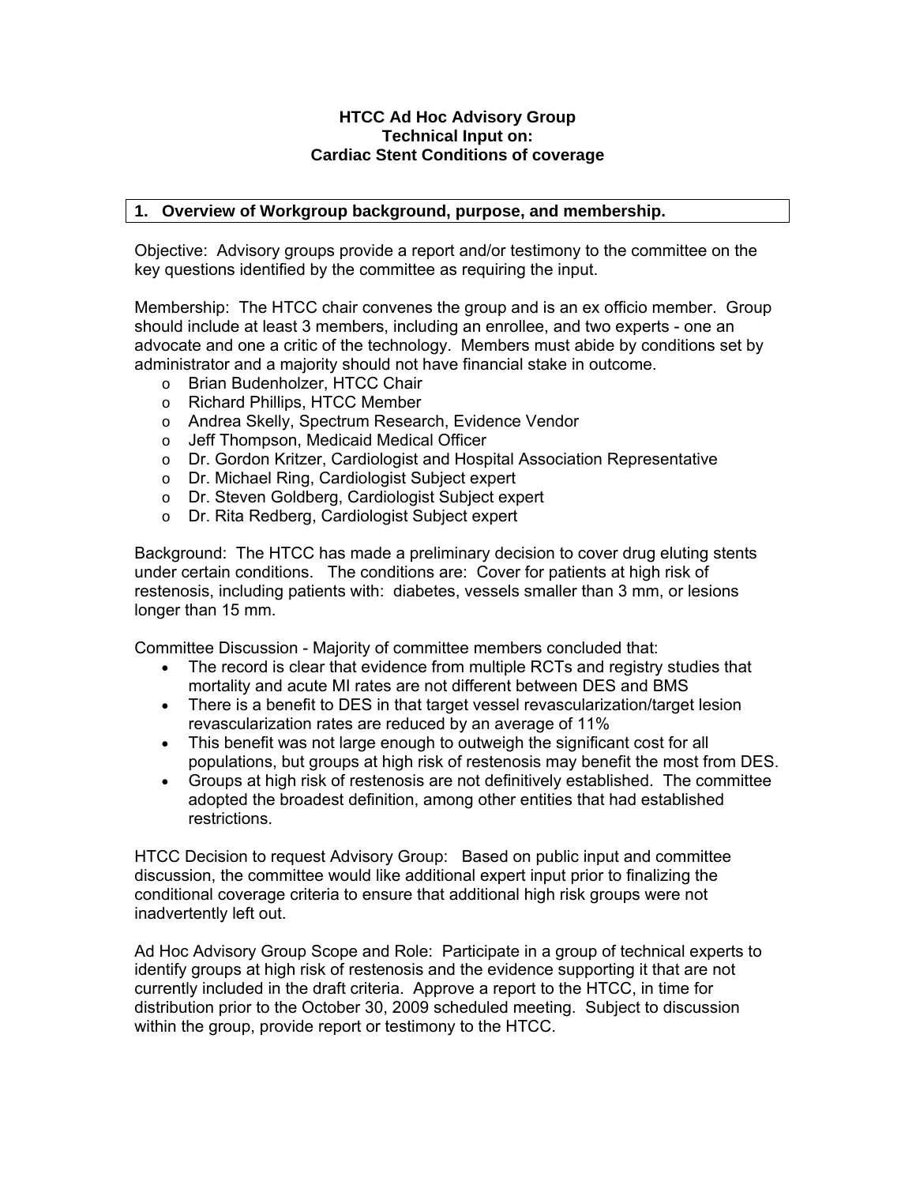# HTCC Ad Hoc Advisory Group
## Technical Input on:
## Cardiac Stent Conditions of coverage

### 1. Overview of Workgroup background, purpose, and membership.

Objective: Advisory groups provide a report and/or testimony to the committee on the key questions identified by the committee as requiring the input.

Membership: The HTCC chair convenes the group and is an ex officio member. Group should include at least 3 members, including an enrollee, and two experts - one an advocate and one a critic of the technology. Members must abide by conditions set by administrator and a majority should not have financial stake in outcome.

- Brian Budenholzer, HTCC Chair
- Richard Phillips, HTCC Member
- Andrea Skelly, Spectrum Research, Evidence Vendor
- Jeff Thompson, Medicaid Medical Officer
- Dr. Gordon Kritzer, Cardiologist and Hospital Association Representative
- Dr. Michael Ring, Cardiologist Subject expert
- Dr. Steven Goldberg, Cardiologist Subject expert
- Dr. Rita Redberg, Cardiologist Subject expert

Background: The HTCC has made a preliminary decision to cover drug eluting stents under certain conditions. The conditions are: Cover for patients at high risk of restenosis, including patients with: diabetes, vessels smaller than 3 mm, or lesions longer than 15 mm.

Committee Discussion - Majority of committee members concluded that:

- The record is clear that evidence from multiple RCTs and registry studies that mortality and acute MI rates are not different between DES and BMS
- There is a benefit to DES in that target vessel revascularization/target lesion revascularization rates are reduced by an average of 11%
- This benefit was not large enough to outweigh the significant cost for all populations, but groups at high risk of restenosis may benefit the most from DES.
- Groups at high risk of restenosis are not definitively established. The committee adopted the broadest definition, among other entities that had established restrictions.

HTCC Decision to request Advisory Group: Based on public input and committee discussion, the committee would like additional expert input prior to finalizing the conditional coverage criteria to ensure that additional high risk groups were not inadvertently left out.

Ad Hoc Advisory Group Scope and Role: Participate in a group of technical experts to identify groups at high risk of restenosis and the evidence supporting it that are not currently included in the draft criteria. Approve a report to the HTCC, in time for distribution prior to the October 30, 2009 scheduled meeting. Subject to discussion within the group, provide report or testimony to the HTCC.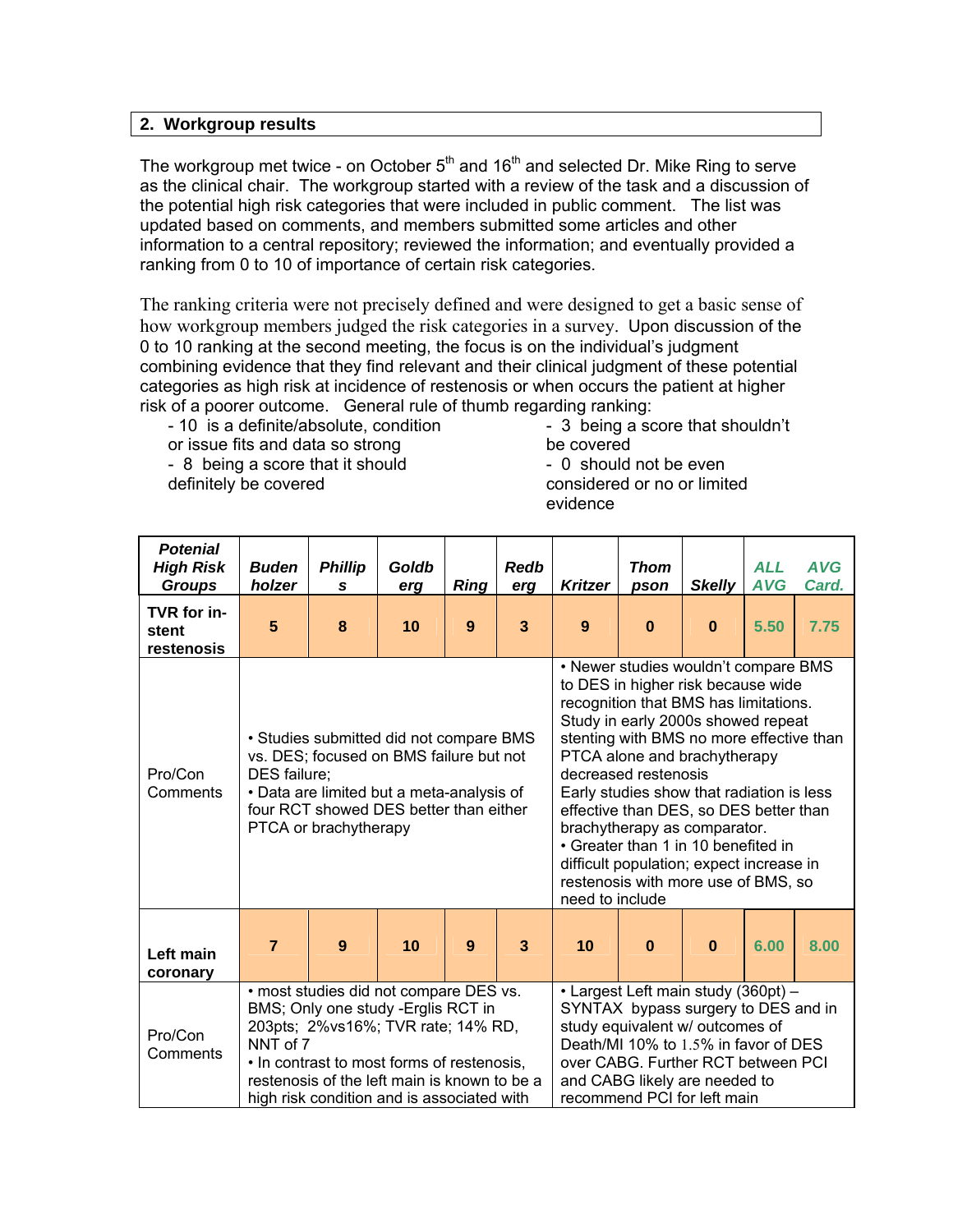## 2. Workgroup results

The workgroup met twice - on October 5th and 16th and selected Dr. Mike Ring to serve as the clinical chair. The workgroup started with a review of the task and a discussion of the potential high risk categories that were included in public comment. The list was updated based on comments, and members submitted some articles and other information to a central repository; reviewed the information; and eventually provided a ranking from 0 to 10 of importance of certain risk categories.

The ranking criteria were not precisely defined and were designed to get a basic sense of how workgroup members judged the risk categories in a survey. Upon discussion of the 0 to 10 ranking at the second meeting, the focus is on the individual's judgment combining evidence that they find relevant and their clinical judgment of these potential categories as high risk at incidence of restenosis or when occurs the patient at higher risk of a poorer outcome. General rule of thumb regarding ranking:

- 10 is a definite/absolute, condition or issue fits and data so strong
- 8 being a score that it should definitely be covered
- 3 being a score that shouldn't be covered
- 0 should not be even considered or no or limited evidence

| *Potenial High Risk Groups* | *Budenholzer* | *Phillips* | *Goldberg* | *Ring* | *Redberg* | *Kritzer* | *Thompson* | *Skelly* | *ALL AVG* | *AVG Card.* |
|---|---|---|---|---|---|---|---|---|---|---|
| **TVR for in-stent restenosis** | **5** | **8** | **10** | **9** | **3** | **9** | **0** | **0** | **5.50** | **7.75** |
| Pro/Con Comments | • Studies submitted did not compare BMS vs. DES; focused on BMS failure but not DES failure; • Data are limited but a meta-analysis of four RCT showed DES better than either PTCA or brachytherapy | | | | | • Newer studies wouldn't compare BMS to DES in higher risk because wide recognition that BMS has limitations. Study in early 2000s showed repeat stenting with BMS no more effective than PTCA alone and brachytherapy decreased restenosis Early studies show that radiation is less effective than DES, so DES better than brachytherapy as comparator. • Greater than 1 in 10 benefited in difficult population; expect increase in restenosis with more use of BMS, so need to include | | | | |
| **Left main coronary** | **7** | **9** | **10** | **9** | **3** | **10** | **0** | **0** | **6.00** | **8.00** |
| Pro/Con Comments | • most studies did not compare DES vs. BMS; Only one study -Erglis RCT in 203pts; 2%vs16%; TVR rate; 14% RD, NNT of 7 • In contrast to most forms of restenosis, restenosis of the left main is known to be a high risk condition and is associated with | | | | | • Largest Left main study (360pt) – SYNTAX bypass surgery to DES and in study equivalent w/ outcomes of Death/MI 10% to 1.5% in favor of DES over CABG. Further RCT between PCI and CABG likely are needed to recommend PCI for left main | | | | |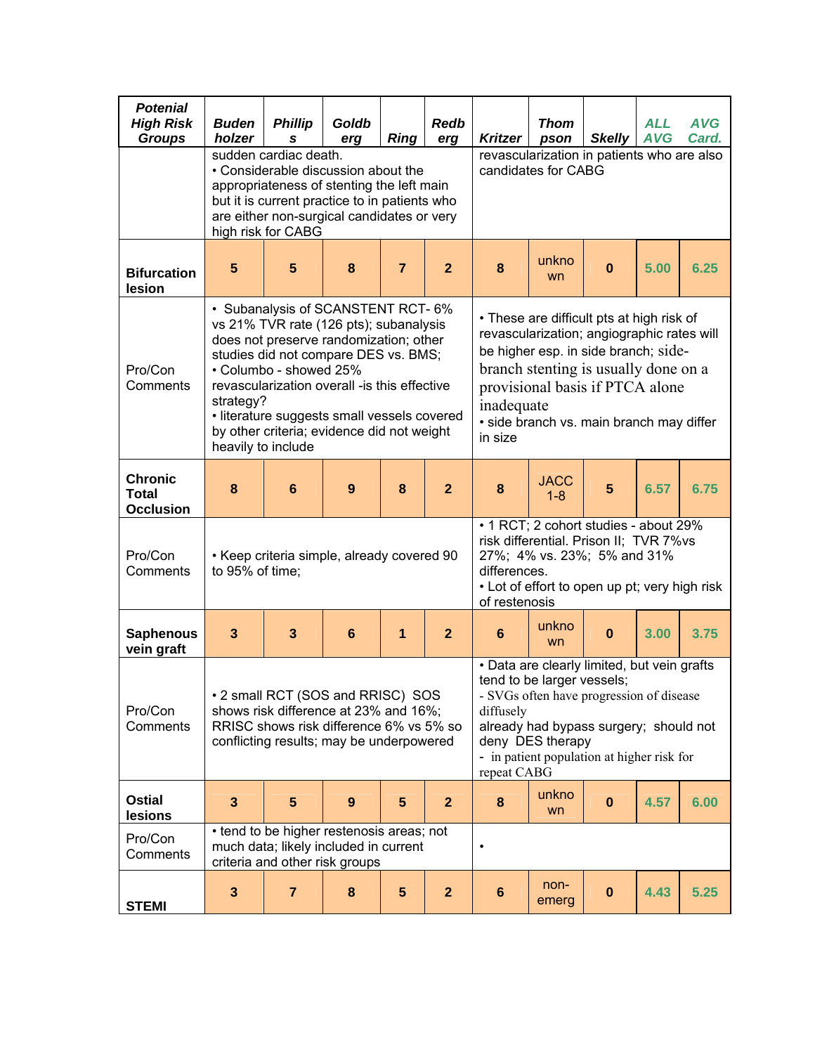| *Potenial High Risk Groups* | *Budenholzer* | *Phillips* | *Goldberg* | *Ring* | *Redberg* | *Kritzer* | *Thompson* | *Skelly* | *ALL AVG* | *AVG Card.* |
|---|---|---|---|---|---|---|---|---|---|---|
| | sudden cardiac death. • Considerable discussion about the appropriateness of stenting the left main but it is current practice to in patients who are either non-surgical candidates or very high risk for CABG | | | | | revascularization in patients who are also candidates for CABG | | | | |
| **Bifurcation lesion** | 5 | 5 | 8 | 7 | 2 | 8 | unknown | 0 | 5.00 | 6.25 |
| Pro/Con Comments | • Subanalysis of SCANSTENT RCT- 6% vs 21% TVR rate (126 pts); subanalysis does not preserve randomization; other studies did not compare DES vs. BMS; • Columbo - showed 25% revascularization overall -is this effective strategy? • literature suggests small vessels covered by other criteria; evidence did not weight heavily to include | | | | | • These are difficult pts at high risk of revascularization; angiographic rates will be higher esp. in side branch; side-branch stenting is usually done on a provisional basis if PTCA alone inadequate • side branch vs. main branch may differ in size | | | | |
| **Chronic Total Occlusion** | 8 | 6 | 9 | 8 | 2 | 8 | JACC 1-8 | 5 | 6.57 | 6.75 |
| Pro/Con Comments | • Keep criteria simple, already covered 90 to 95% of time; | | | | | • 1 RCT; 2 cohort studies - about 29% risk differential. Prison II; TVR 7%vs 27%; 4% vs. 23%; 5% and 31% differences. • Lot of effort to open up pt; very high risk of restenosis | | | | |
| **Saphenous vein graft** | 3 | 3 | 6 | 1 | 2 | 6 | unknown | 0 | 3.00 | 3.75 |
| Pro/Con Comments | • 2 small RCT (SOS and RRISC) SOS shows risk difference at 23% and 16%; RRISC shows risk difference 6% vs 5% so conflicting results; may be underpowered | | | | | • Data are clearly limited, but vein grafts tend to be larger vessels; - SVGs often have progression of disease diffusely already had bypass surgery; should not deny DES therapy - in patient population at higher risk for repeat CABG | | | | |
| **Ostial lesions** | 3 | 5 | 9 | 5 | 2 | 8 | unknown | 0 | 4.57 | 6.00 |
| Pro/Con Comments | • tend to be higher restenosis areas; not much data; likely included in current criteria and other risk groups | | | | | • | | | | |
| **STEMI** | 3 | 7 | 8 | 5 | 2 | 6 | non-emerg | 0 | 4.43 | 5.25 |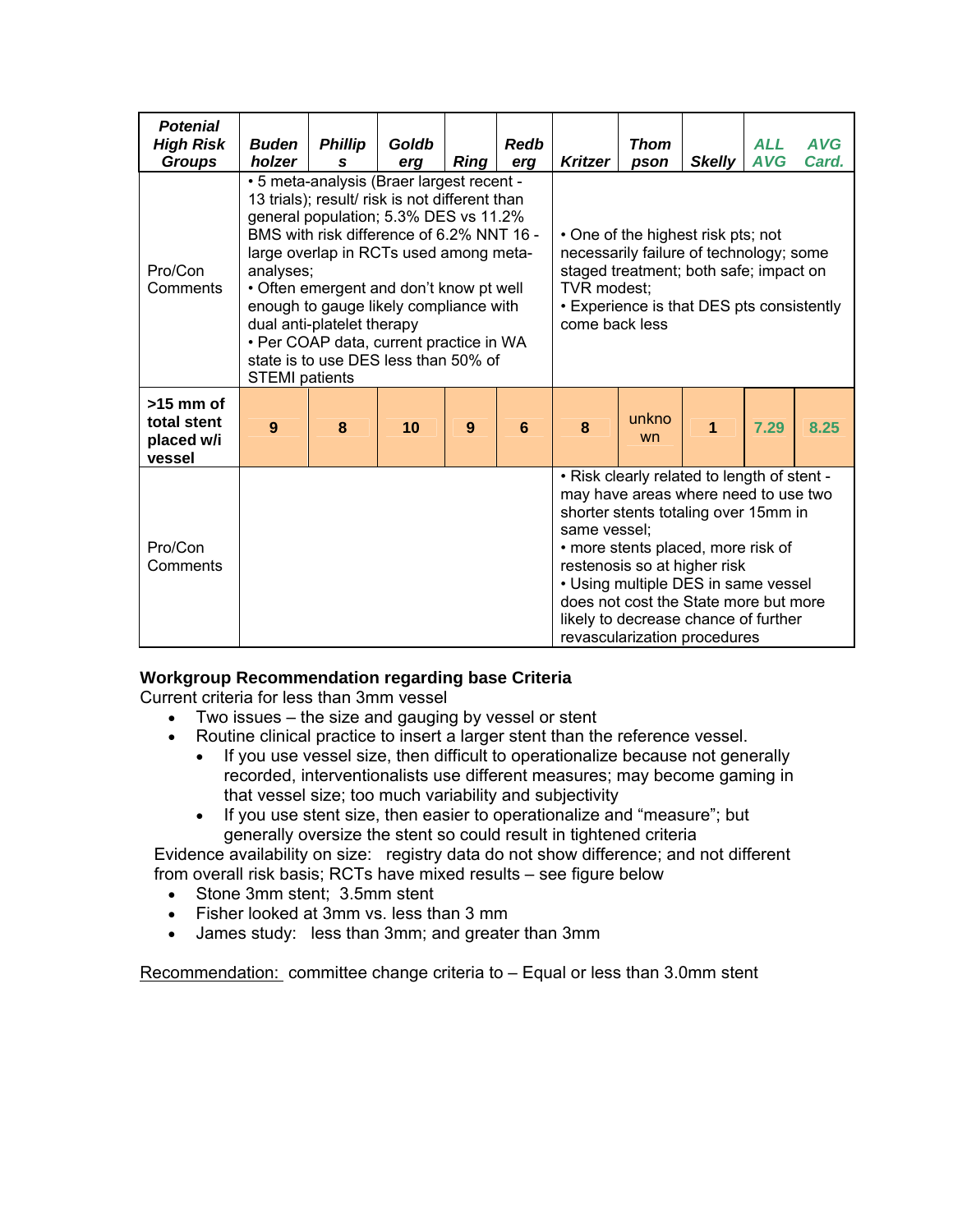| *Potenial High Risk Groups* | *Buden holzer* | *Phillip s* | *Goldb erg* | *Ring* | *Redb erg* | *Kritzer* | *Thom pson* | *Skelly* | *ALL AVG* | *AVG Card.* |
|---|---|---|---|---|---|---|---|---|---|---|
| Pro/Con Comments | • 5 meta-analysis (Braer largest recent - 13 trials); result/ risk is not different than general population; 5.3% DES vs 11.2% BMS with risk difference of 6.2% NNT 16 - large overlap in RCTs used among meta-analyses; • Often emergent and don't know pt well enough to gauge likely compliance with dual anti-platelet therapy • Per COAP data, current practice in WA state is to use DES less than 50% of STEMI patients | | | | | • One of the highest risk pts; not necessarily failure of technology; some staged treatment; both safe; impact on TVR modest; • Experience is that DES pts consistently come back less | | | | |
| **>15 mm of total stent placed w/i vessel** | **9** | **8** | **10** | **9** | **6** | **8** | unknown | **1** | **7.29** | **8.25** |
| Pro/Con Comments | | | | | | • Risk clearly related to length of stent - may have areas where need to use two shorter stents totaling over 15mm in same vessel; • more stents placed, more risk of restenosis so at higher risk • Using multiple DES in same vessel does not cost the State more but more likely to decrease chance of further revascularization procedures | | | | |

**Workgroup Recommendation regarding base Criteria**

Current criteria for less than 3mm vessel

- Two issues – the size and gauging by vessel or stent
- Routine clinical practice to insert a larger stent than the reference vessel.
  - If you use vessel size, then difficult to operationalize because not generally recorded, interventionalists use different measures; may become gaming in that vessel size; too much variability and subjectivity
  - If you use stent size, then easier to operationalize and "measure"; but generally oversize the stent so could result in tightened criteria

Evidence availability on size: registry data do not show difference; and not different from overall risk basis; RCTs have mixed results – see figure below

- Stone 3mm stent; 3.5mm stent
- Fisher looked at 3mm vs. less than 3 mm
- James study: less than 3mm; and greater than 3mm

<u>Recommendation:</u> committee change criteria to – Equal or less than 3.0mm stent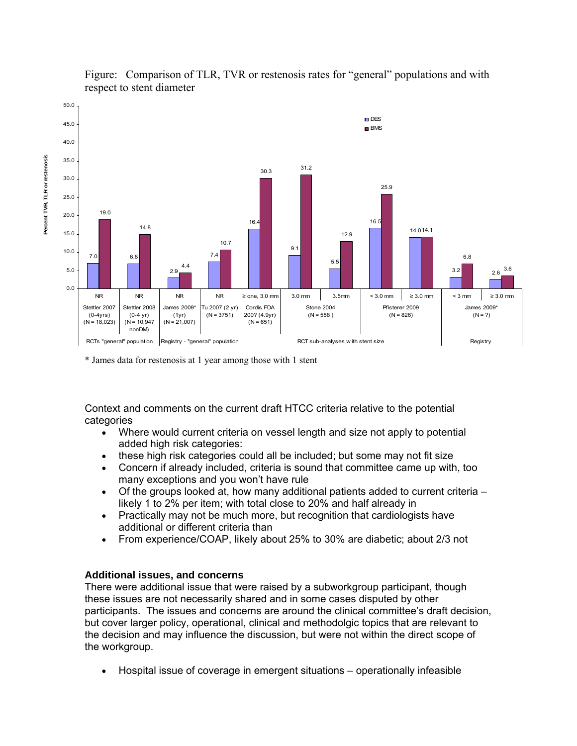Figure: Comparison of TLR, TVR or restenosis rates for "general" populations and with respect to stent diameter

| Group | Study | Stent size | DES | BMS |
|---|---|---|---|---|
| RCTs "general" population | Stettler 2007 (0-4yrs) (N = 18,023) | NR | 7.0 | 19.0 |
| | Stettler 2008 (0-4 yr) (N = 10,947 nonDM) | NR | 6.8 | 14.8 |
| Registry - "general" population | James 2009* (1yr) (N = 21,007) | NR | 2.9 | 4.4 |
| | Tu 2007 (2 yr) (N = 3751) | NR | 7.4 | 10.7 |
| RCT sub-analyses with stent size | Cordis FDA 200? (4.9yr) (N = 651) | ≥ one, 3.0 mm | 16.4 | 30.3 |
| | Stone 2004 (N = 558) | 3.0 mm | 9.1 | 31.2 |
| | | 3.5mm | 5.5 | 12.9 |
| | Pfisterer 2009 (N = 826) | < 3.0 mm | 16.5 | 25.9 |
| | | ≥ 3.0 mm | 14.0 | 14.1 |
| Registry | James 2009* (N = ?) | < 3 mm | 3.2 | 6.8 |
| | | ≥ 3.0 mm | 2.6 | 3.6 |

Y-axis: Percent TVR, TLR or restenosis

\* James data for restenosis at 1 year among those with 1 stent

Context and comments on the current draft HTCC criteria relative to the potential categories

- Where would current criteria on vessel length and size not apply to potential added high risk categories:
- these high risk categories could all be included; but some may not fit size
- Concern if already included, criteria is sound that committee came up with, too many exceptions and you won't have rule
- Of the groups looked at, how many additional patients added to current criteria – likely 1 to 2% per item; with total close to 20% and half already in
- Practically may not be much more, but recognition that cardiologists have additional or different criteria than
- From experience/COAP, likely about 25% to 30% are diabetic; about 2/3 not

**Additional issues, and concerns**

There were additional issue that were raised by a subworkgroup participant, though these issues are not necessarily shared and in some cases disputed by other participants. The issues and concerns are around the clinical committee's draft decision, but cover larger policy, operational, clinical and methodolgic topics that are relevant to the decision and may influence the discussion, but were not within the direct scope of the workgroup.

- Hospital issue of coverage in emergent situations – operationally infeasible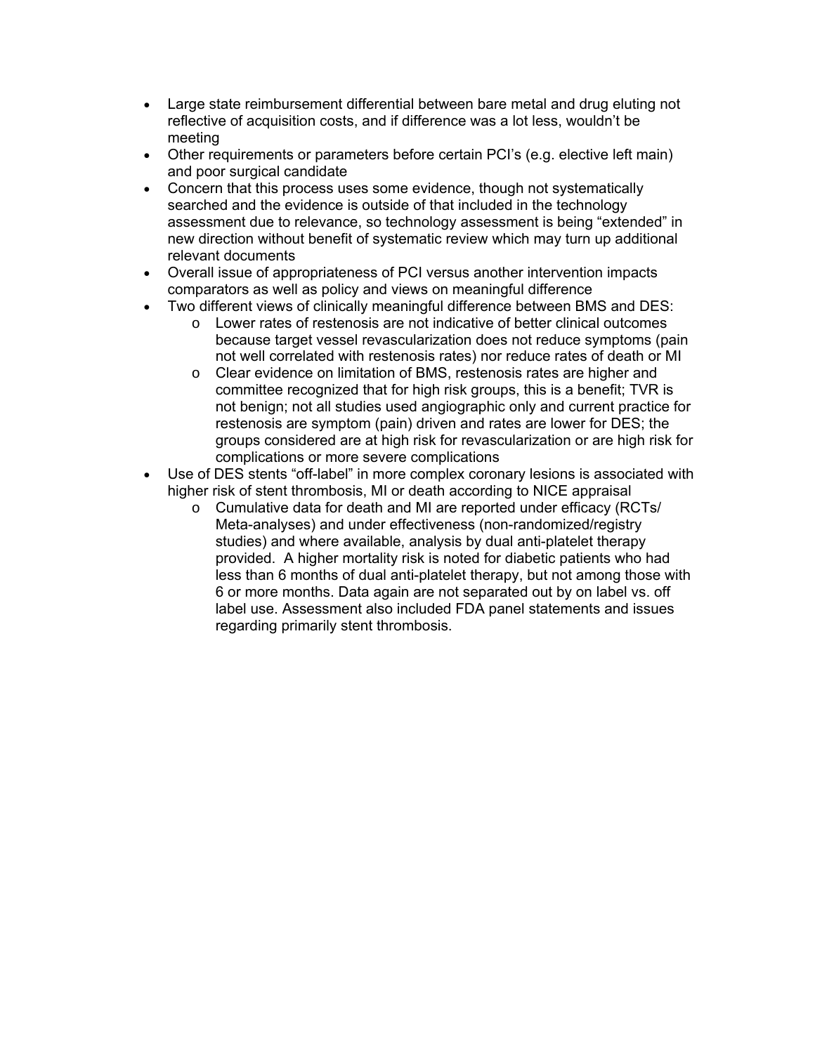- Large state reimbursement differential between bare metal and drug eluting not reflective of acquisition costs, and if difference was a lot less, wouldn't be meeting
- Other requirements or parameters before certain PCI's (e.g. elective left main) and poor surgical candidate
- Concern that this process uses some evidence, though not systematically searched and the evidence is outside of that included in the technology assessment due to relevance, so technology assessment is being "extended" in new direction without benefit of systematic review which may turn up additional relevant documents
- Overall issue of appropriateness of PCI versus another intervention impacts comparators as well as policy and views on meaningful difference
- Two different views of clinically meaningful difference between BMS and DES:
  - Lower rates of restenosis are not indicative of better clinical outcomes because target vessel revascularization does not reduce symptoms (pain not well correlated with restenosis rates) nor reduce rates of death or MI
  - Clear evidence on limitation of BMS, restenosis rates are higher and committee recognized that for high risk groups, this is a benefit; TVR is not benign; not all studies used angiographic only and current practice for restenosis are symptom (pain) driven and rates are lower for DES; the groups considered are at high risk for revascularization or are high risk for complications or more severe complications
- Use of DES stents "off-label" in more complex coronary lesions is associated with higher risk of stent thrombosis, MI or death according to NICE appraisal
  - Cumulative data for death and MI are reported under efficacy (RCTs/ Meta-analyses) and under effectiveness (non-randomized/registry studies) and where available, analysis by dual anti-platelet therapy provided. A higher mortality risk is noted for diabetic patients who had less than 6 months of dual anti-platelet therapy, but not among those with 6 or more months. Data again are not separated out by on label vs. off label use. Assessment also included FDA panel statements and issues regarding primarily stent thrombosis.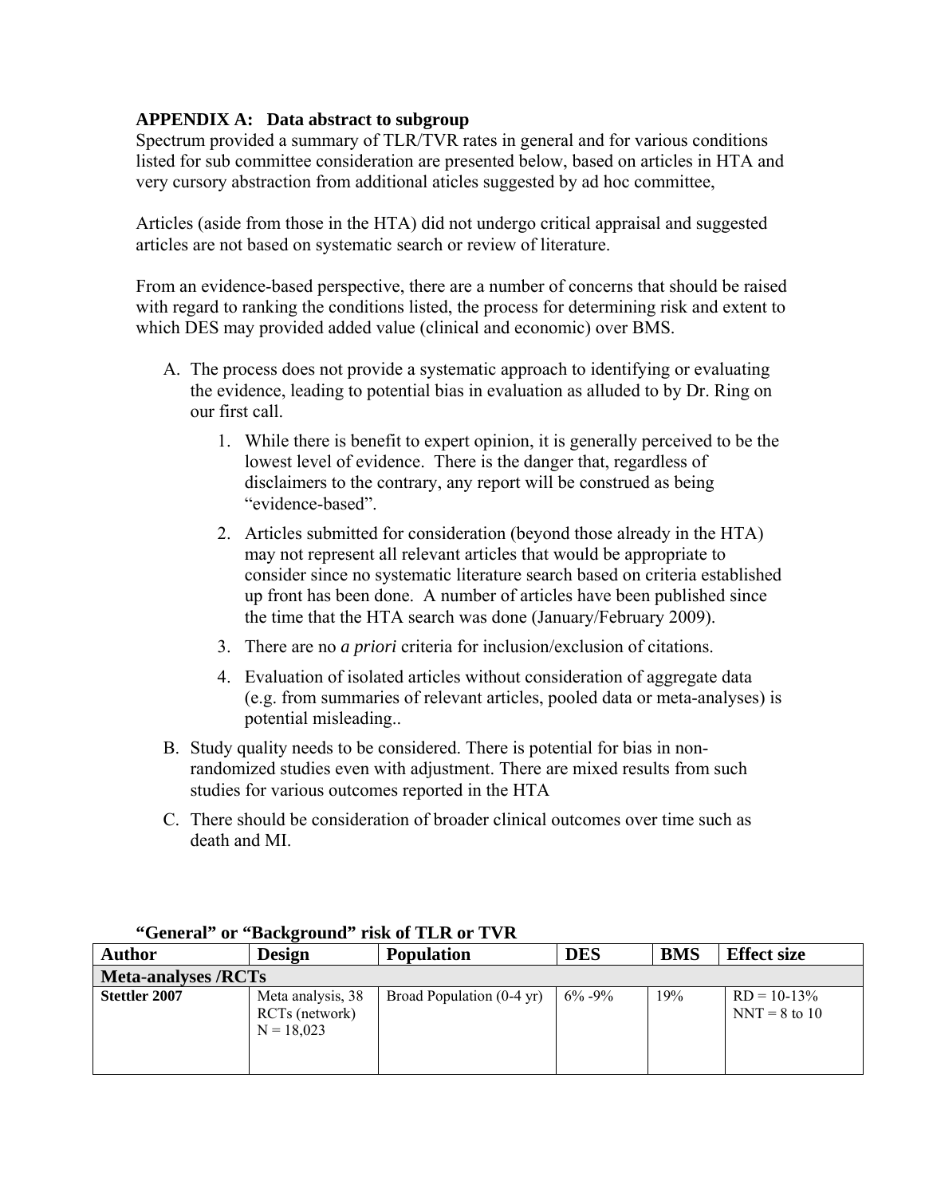**APPENDIX A: Data abstract to subgroup**

Spectrum provided a summary of TLR/TVR rates in general and for various conditions listed for sub committee consideration are presented below, based on articles in HTA and very cursory abstraction from additional aticles suggested by ad hoc committee,

Articles (aside from those in the HTA) did not undergo critical appraisal and suggested articles are not based on systematic search or review of literature.

From an evidence-based perspective, there are a number of concerns that should be raised with regard to ranking the conditions listed, the process for determining risk and extent to which DES may provided added value (clinical and economic) over BMS.

A. The process does not provide a systematic approach to identifying or evaluating the evidence, leading to potential bias in evaluation as alluded to by Dr. Ring on our first call.
   1. While there is benefit to expert opinion, it is generally perceived to be the lowest level of evidence. There is the danger that, regardless of disclaimers to the contrary, any report will be construed as being "evidence-based".
   2. Articles submitted for consideration (beyond those already in the HTA) may not represent all relevant articles that would be appropriate to consider since no systematic literature search based on criteria established up front has been done. A number of articles have been published since the time that the HTA search was done (January/February 2009).
   3. There are no *a priori* criteria for inclusion/exclusion of citations.
   4. Evaluation of isolated articles without consideration of aggregate data (e.g. from summaries of relevant articles, pooled data or meta-analyses) is potential misleading..
B. Study quality needs to be considered. There is potential for bias in non-randomized studies even with adjustment. There are mixed results from such studies for various outcomes reported in the HTA
C. There should be consideration of broader clinical outcomes over time such as death and MI.

**"General" or "Background" risk of TLR or TVR**

| Author | Design | Population | DES | BMS | Effect size |
|---|---|---|---|---|---|
| **Meta-analyses /RCTs** | | | | | |
| **Stettler 2007** | Meta analysis, 38 RCTs (network) N = 18,023 | Broad Population (0-4 yr) | 6% -9% | 19% | RD = 10-13% NNT = 8 to 10 |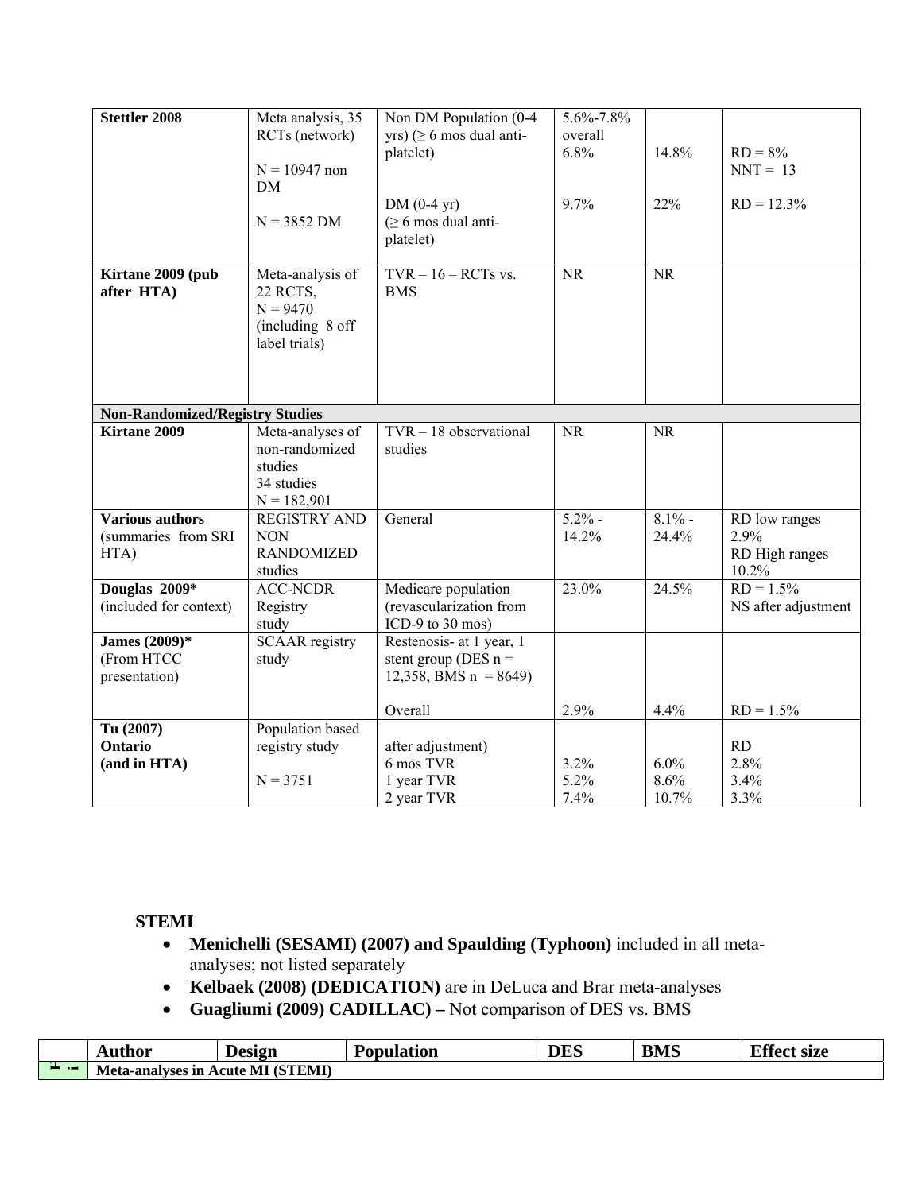| | | | | | |
|---|---|---|---|---|---|
| **Stettler 2008** | Meta analysis, 35 RCTs (network)<br><br>N = 10947 non DM<br><br>N = 3852 DM | Non DM Population (0-4 yrs) (≥ 6 mos dual anti-platelet)<br><br>DM (0-4 yr) (≥ 6 mos dual anti-platelet) | 5.6%-7.8% overall 6.8%<br><br>9.7% | 14.8%<br><br>22% | RD = 8%<br>NNT = 13<br><br>RD = 12.3% |
| **Kirtane 2009 (pub after HTA)** | Meta-analysis of 22 RCTS, N = 9470 (including 8 off label trials) | TVR – 16 – RCTs vs. BMS | NR | NR | |
| **Non-Randomized/Registry Studies** | | | | | |
| **Kirtane 2009** | Meta-analyses of non-randomized studies<br>34 studies<br>N = 182,901 | TVR – 18 observational studies | NR | NR | |
| **Various authors** (summaries from SRI HTA) | REGISTRY AND NON RANDOMIZED studies | General | 5.2% - 14.2% | 8.1% - 24.4% | RD low ranges 2.9%<br>RD High ranges 10.2% |
| **Douglas 2009*** (included for context) | ACC-NCDR Registry study | Medicare population (revascularization from ICD-9 to 30 mos) | 23.0% | 24.5% | RD = 1.5%<br>NS after adjustment |
| **James (2009)*** (From HTCC presentation) | SCAAR registry study | Restenosis- at 1 year, 1 stent group (DES n = 12,358, BMS n = 8649)<br><br>Overall | <br><br><br>2.9% | <br><br><br>4.4% | <br><br><br>RD = 1.5% |
| **Tu (2007) Ontario (and in HTA)** | Population based registry study<br><br>N = 3751 | after adjustment)<br>6 mos TVR<br>1 year TVR<br>2 year TVR | <br>3.2%<br>5.2%<br>7.4% | <br>6.0%<br>8.6%<br>10.7% | RD<br>2.8%<br>3.4%<br>3.3% |

**STEMI**

- **Menichelli (SESAMI) (2007) and Spaulding (Typhoon)** included in all meta-analyses; not listed separately
- **Kelbaek (2008) (DEDICATION)** are in DeLuca and Brar meta-analyses
- **Guagliumi (2009) CADILLAC) –** Not comparison of DES vs. BMS

| | Author | Design | Population | DES | BMS | Effect size |
|---|---|---|---|---|---|---|
| H. | **Meta-analyses in Acute MI (STEMI)** | | | | | |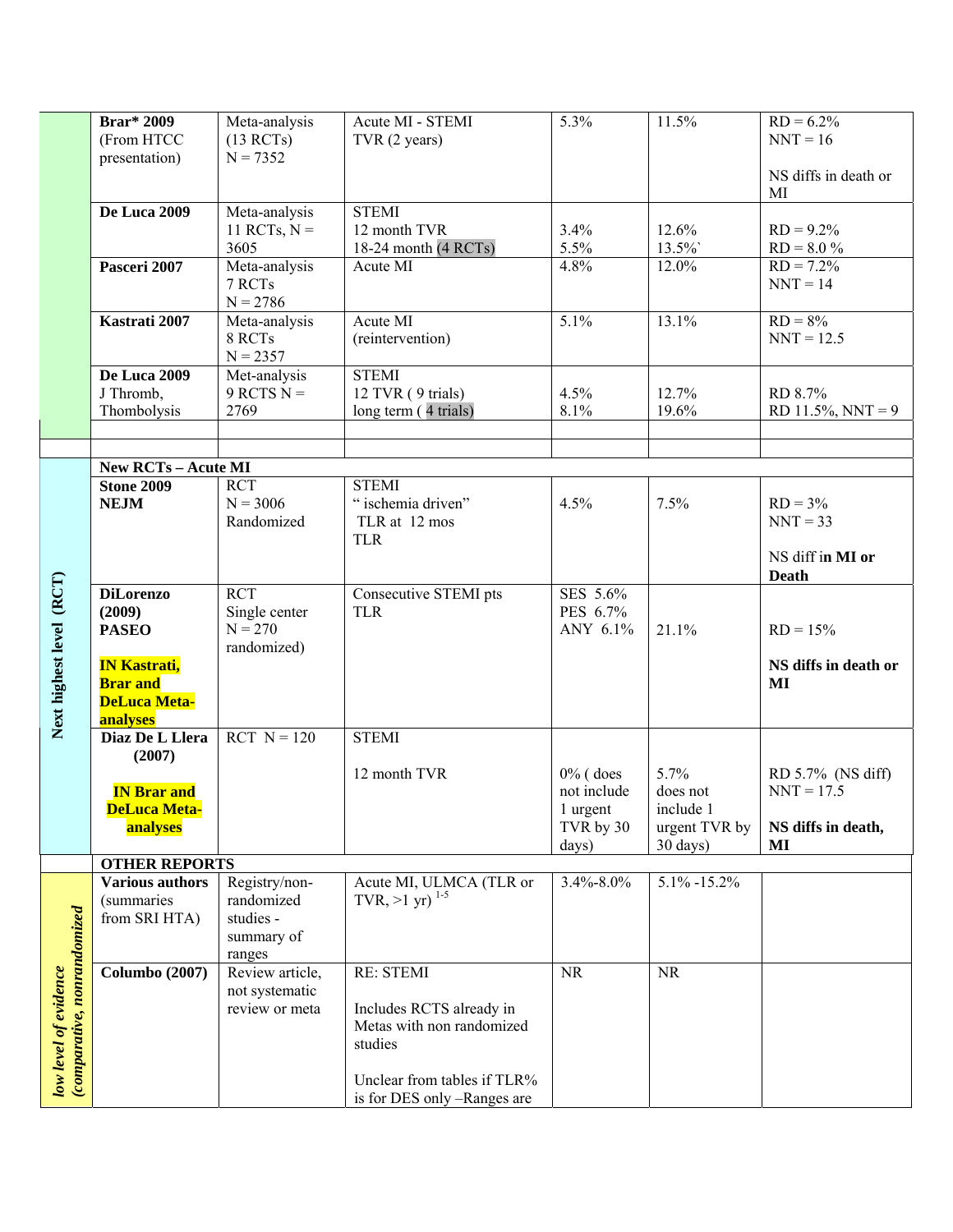| | | | | | | |
|---|---|---|---|---|---|---|
| | **Brar* 2009** (From HTCC presentation) | Meta-analysis (13 RCTs) N = 7352 | Acute MI - STEMI TVR (2 years) | 5.3% | 11.5% | RD = 6.2% NNT = 16 NS diffs in death or MI |
| | **De Luca 2009** | Meta-analysis 11 RCTs, N = 3605 | STEMI 12 month TVR 18-24 month (4 RCTs) | 3.4% 5.5% | 12.6% 13.5%` | RD = 9.2% RD = 8.0 % |
| | **Pasceri 2007** | Meta-analysis 7 RCTs N = 2786 | Acute MI | 4.8% | 12.0% | RD = 7.2% NNT = 14 |
| | **Kastrati 2007** | Meta-analysis 8 RCTs N = 2357 | Acute MI (reintervention) | 5.1% | 13.1% | RD = 8% NNT = 12.5 |
| | **De Luca 2009** J Thromb, Thombolysis | Met-analysis 9 RCTS N = 2769 | STEMI 12 TVR ( 9 trials) long term ( 4 trials) | 4.5% 8.1% | 12.7% 19.6% | RD 8.7% RD 11.5%, NNT = 9 |
| | | | | | | |
| | | | | | | |
| **Next highest level (RCT)** | **New RCTs – Acute MI** | | | | | |
| | **Stone 2009 NEJM** | RCT N = 3006 Randomized | STEMI " ischemia driven" TLR at 12 mos TLR | 4.5% | 7.5% | RD = 3% NNT = 33 NS diff i**n MI or Death** |
| | **DiLorenzo (2009) PASEO** **IN Kastrati, Brar and DeLuca Meta-analyses** | RCT Single center N = 270 randomized) | Consecutive STEMI pts TLR | SES 5.6% PES 6.7% ANY 6.1% | 21.1% | RD = 15% **NS diffs in death or MI** |
| | **Diaz De L Llera (2007)** **IN Brar and DeLuca Meta-analyses** | RCT N = 120 | STEMI 12 month TVR | 0% ( does not include 1 urgent TVR by 30 days) | 5.7% does not include 1 urgent TVR by 30 days) | RD 5.7% (NS diff) NNT = 17.5 **NS diffs in death, MI** |
| | **OTHER REPORTS** | | | | | |
| ***low level of evidence (comparative, nonrandomized*** | **Various authors** (summaries from SRI HTA) | Registry/non-randomized studies - summary of ranges | Acute MI, ULMCA (TLR or TVR, >1 yr) [1-5] | 3.4%-8.0% | 5.1% -15.2% | |
| | **Columbo (2007)** | Review article, not systematic review or meta | RE: STEMI Includes RCTS already in Metas with non randomized studies Unclear from tables if TLR% is for DES only –Ranges are | NR | NR | |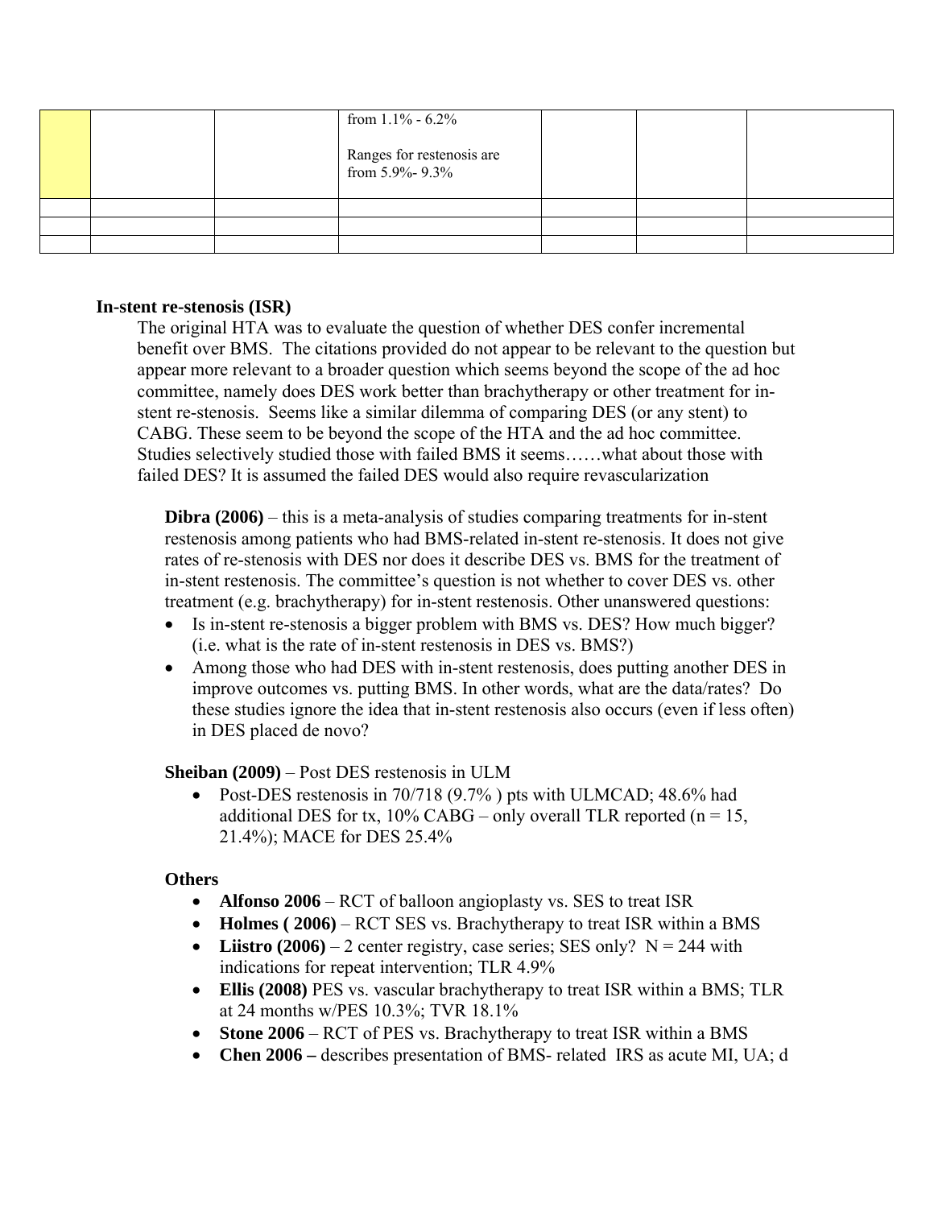|  |  |  | from 1.1% - 6.2%<br><br>Ranges for restenosis are from 5.9%- 9.3% |  |  |  |
|---|---|---|---|---|---|---|
|  |  |  |  |  |  |  |
|  |  |  |  |  |  |  |
|  |  |  |  |  |  |  |

**In-stent re-stenosis (ISR)**

The original HTA was to evaluate the question of whether DES confer incremental benefit over BMS. The citations provided do not appear to be relevant to the question but appear more relevant to a broader question which seems beyond the scope of the ad hoc committee, namely does DES work better than brachytherapy or other treatment for in-stent re-stenosis. Seems like a similar dilemma of comparing DES (or any stent) to CABG. These seem to be beyond the scope of the HTA and the ad hoc committee. Studies selectively studied those with failed BMS it seems……what about those with failed DES? It is assumed the failed DES would also require revascularization

**Dibra (2006)** – this is a meta-analysis of studies comparing treatments for in-stent restenosis among patients who had BMS-related in-stent re-stenosis. It does not give rates of re-stenosis with DES nor does it describe DES vs. BMS for the treatment of in-stent restenosis. The committee's question is not whether to cover DES vs. other treatment (e.g. brachytherapy) for in-stent restenosis. Other unanswered questions:

- Is in-stent re-stenosis a bigger problem with BMS vs. DES? How much bigger? (i.e. what is the rate of in-stent restenosis in DES vs. BMS?)
- Among those who had DES with in-stent restenosis, does putting another DES in improve outcomes vs. putting BMS. In other words, what are the data/rates? Do these studies ignore the idea that in-stent restenosis also occurs (even if less often) in DES placed de novo?

**Sheiban (2009)** – Post DES restenosis in ULM

- Post-DES restenosis in 70/718 (9.7% ) pts with ULMCAD; 48.6% had additional DES for tx, 10% CABG – only overall TLR reported (n = 15, 21.4%); MACE for DES 25.4%

**Others**

- **Alfonso 2006** – RCT of balloon angioplasty vs. SES to treat ISR
- **Holmes ( 2006)** – RCT SES vs. Brachytherapy to treat ISR within a BMS
- **Liistro (2006)** – 2 center registry, case series; SES only? N = 244 with indications for repeat intervention; TLR 4.9%
- **Ellis (2008)** PES vs. vascular brachytherapy to treat ISR within a BMS; TLR at 24 months w/PES 10.3%; TVR 18.1%
- **Stone 2006** – RCT of PES vs. Brachytherapy to treat ISR within a BMS
- **Chen 2006 –** describes presentation of BMS- related IRS as acute MI, UA; d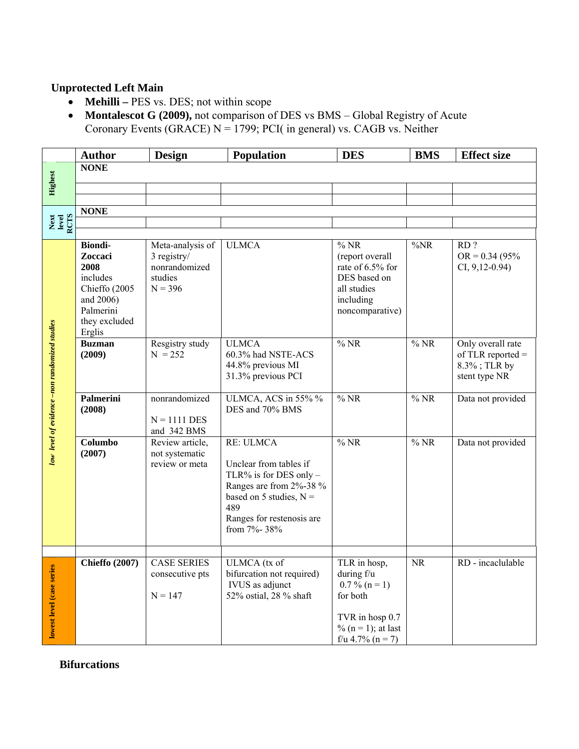**Unprotected Left Main**

- **Mehilli –** PES vs. DES; not within scope
- **Montalescot G (2009),** not comparison of DES vs BMS – Global Registry of Acute Coronary Events (GRACE) N = 1799; PCI( in general) vs. CAGB vs. Neither

| | Author | Design | Population | DES | BMS | Effect size |
|---|---|---|---|---|---|---|
| Highest | **NONE** | | | | | |
| | | | | | | |
| | | | | | | |
| Next level RCTS | **NONE** | | | | | |
| | | | | | | |
| low level of evidence –non randomized studies | **Biondi-Zoccaci 2008** includes Chieffo (2005 and 2006) Palmerini they excluded Erglis | Meta-analysis of 3 registry/ nonrandomized studies N = 396 | ULMCA | % NR (report overall rate of 6.5% for DES based on all studies including noncomparative) | %NR | RD ? OR = 0.34 (95% CI, 9,12-0.94) |
| | **Buzman (2009)** | Resgistry study N = 252 | ULMCA 60.3% had NSTE-ACS 44.8% previous MI 31.3% previous PCI | % NR | % NR | Only overall rate of TLR reported = 8.3% ; TLR by stent type NR |
| | **Palmerini (2008)** | nonrandomized N = 1111 DES and 342 BMS | ULMCA, ACS in 55% % DES and 70% BMS | % NR | % NR | Data not provided |
| | **Columbo (2007)** | Review article, not systematic review or meta | RE: ULMCA Unclear from tables if TLR% is for DES only – Ranges are from 2%-38 % based on 5 studies, N = 489 Ranges for restenosis are from 7%- 38% | % NR | % NR | Data not provided |
| | | | | | | |
| lowest level (case series | **Chieffo (2007)** | CASE SERIES consecutive pts N = 147 | ULMCA (tx of bifurcation not required) IVUS as adjunct 52% ostial, 28 % shaft | TLR in hosp, during f/u 0.7 % (n = 1) for both TVR in hosp 0.7 % (n = 1); at last f/u 4.7% (n = 7) | NR | RD - incaclulable |

**Bifurcations**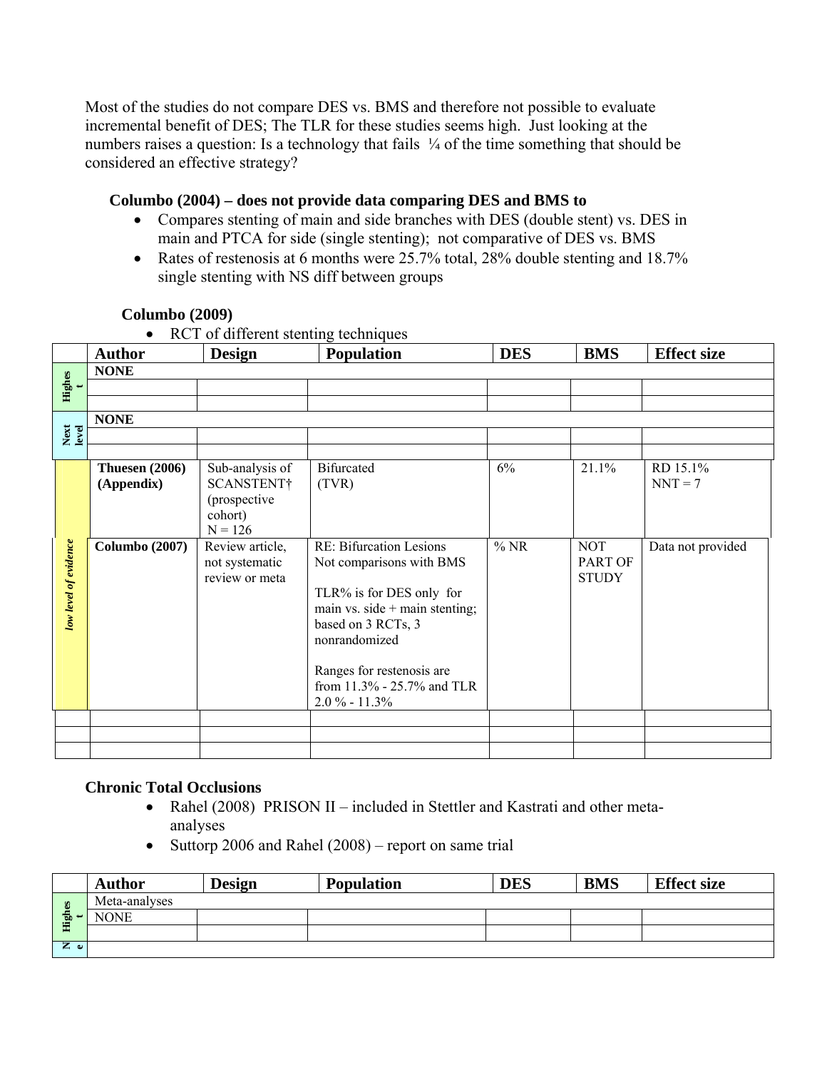Most of the studies do not compare DES vs. BMS and therefore not possible to evaluate incremental benefit of DES; The TLR for these studies seems high. Just looking at the numbers raises a question: Is a technology that fails ¼ of the time something that should be considered an effective strategy?

**Columbo (2004) – does not provide data comparing DES and BMS to**

- Compares stenting of main and side branches with DES (double stent) vs. DES in main and PTCA for side (single stenting); not comparative of DES vs. BMS
- Rates of restenosis at 6 months were 25.7% total, 28% double stenting and 18.7% single stenting with NS diff between groups

**Columbo (2009)**

- RCT of different stenting techniques

| | Author | Design | Population | DES | BMS | Effect size |
|---|---|---|---|---|---|---|
| **Highest** | **NONE** | | | | | |
| | | | | | | |
| | | | | | | |
| **Next level** | **NONE** | | | | | |
| | | | | | | |
| | | | | | | |
| ***low level of evidence*** | **Thuesen (2006) (Appendix)** | Sub-analysis of SCANSTENT† (prospective cohort) N = 126 | Bifurcated (TVR) | 6% | 21.1% | RD 15.1% NNT = 7 |
| | **Columbo (2007)** | Review article, not systematic review or meta | RE: Bifurcation Lesions Not comparisons with BMS<br><br>TLR% is for DES only for main vs. side + main stenting; based on 3 RCTs, 3 nonrandomized<br><br>Ranges for restenosis are from 11.3% - 25.7% and TLR 2.0 % - 11.3% | % NR | NOT PART OF STUDY | Data not provided |
| | | | | | | |
| | | | | | | |
| | | | | | | |

**Chronic Total Occlusions**

- Rahel (2008) PRISON II – included in Stettler and Kastrati and other meta-analyses
- Suttorp 2006 and Rahel (2008) – report on same trial

| | Author | Design | Population | DES | BMS | Effect size |
|---|---|---|---|---|---|---|
| **Highest** | Meta-analyses | | | | | |
| | NONE | | | | | |
| | | | | | | |
| **Ne** | | | | | | |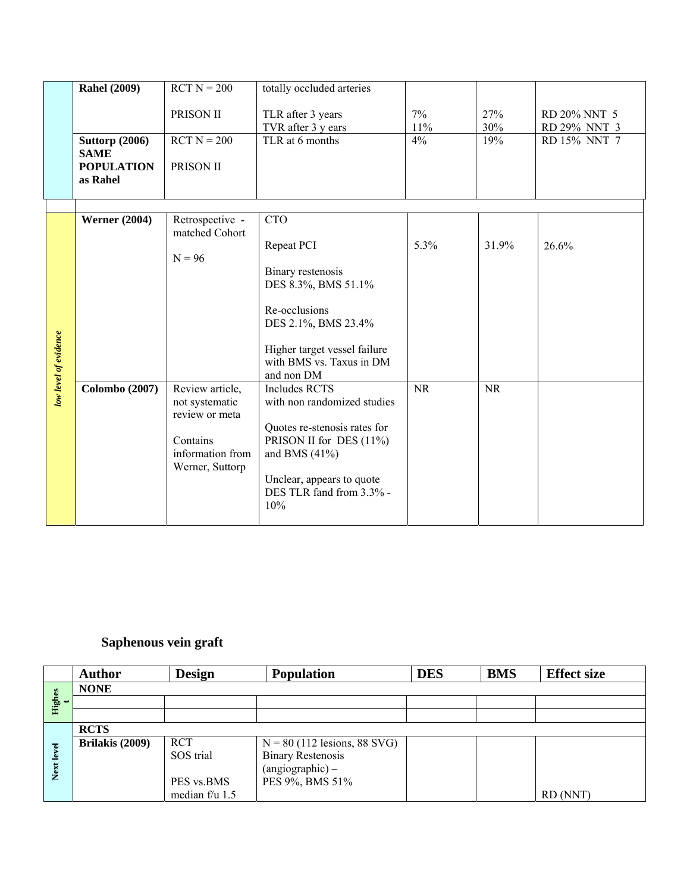| | | | | | | |
|---|---|---|---|---|---|---|
| | **Rahel (2009)** | RCT N = 200<br><br>PRISON II | totally occluded arteries<br><br>TLR after 3 years<br>TVR after 3 y ears | <br><br>7%<br>11% | <br><br>27%<br>30% | <br><br>RD 20% NNT 5<br>RD 29% NNT 3 |
| | **Suttorp (2006) SAME POPULATION as Rahel** | RCT N = 200<br><br>PRISON II | TLR at 6 months | 4% | 19% | RD 15% NNT 7 |
| | | | | | | |
| *low level of evidence* | **Werner (2004)** | Retrospective - matched Cohort<br><br>N = 96 | CTO<br><br>Repeat PCI<br><br>Binary restenosis<br>DES 8.3%, BMS 51.1%<br><br>Re-occlusions<br>DES 2.1%, BMS 23.4%<br><br>Higher target vessel failure with BMS vs. Taxus in DM and non DM | <br><br>5.3% | <br><br>31.9% | <br><br>26.6% |
| *low level of evidence* | **Colombo (2007)** | Review article, not systematic review or meta<br><br>Contains information from Werner, Suttorp | Includes RCTS with non randomized studies<br><br>Quotes re-stenosis rates for PRISON II for DES (11%) and BMS (41%)<br><br>Unclear, appears to quote DES TLR fand from 3.3% - 10% | NR | NR | |

## Saphenous vein graft

| | **Author** | **Design** | **Population** | **DES** | **BMS** | **Effect size** |
|---|---|---|---|---|---|---|
| **Highest** | **NONE** | | | | | |
| | | | | | | |
| | | | | | | |
| **Next level** | **RCTS** | | | | | |
| **Next level** | **Brilakis (2009)** | RCT<br>SOS trial<br><br>PES vs.BMS<br>median f/u 1.5 | N = 80 (112 lesions, 88 SVG)<br>Binary Restenosis (angiographic) –<br>PES 9%, BMS 51% | | | RD (NNT) |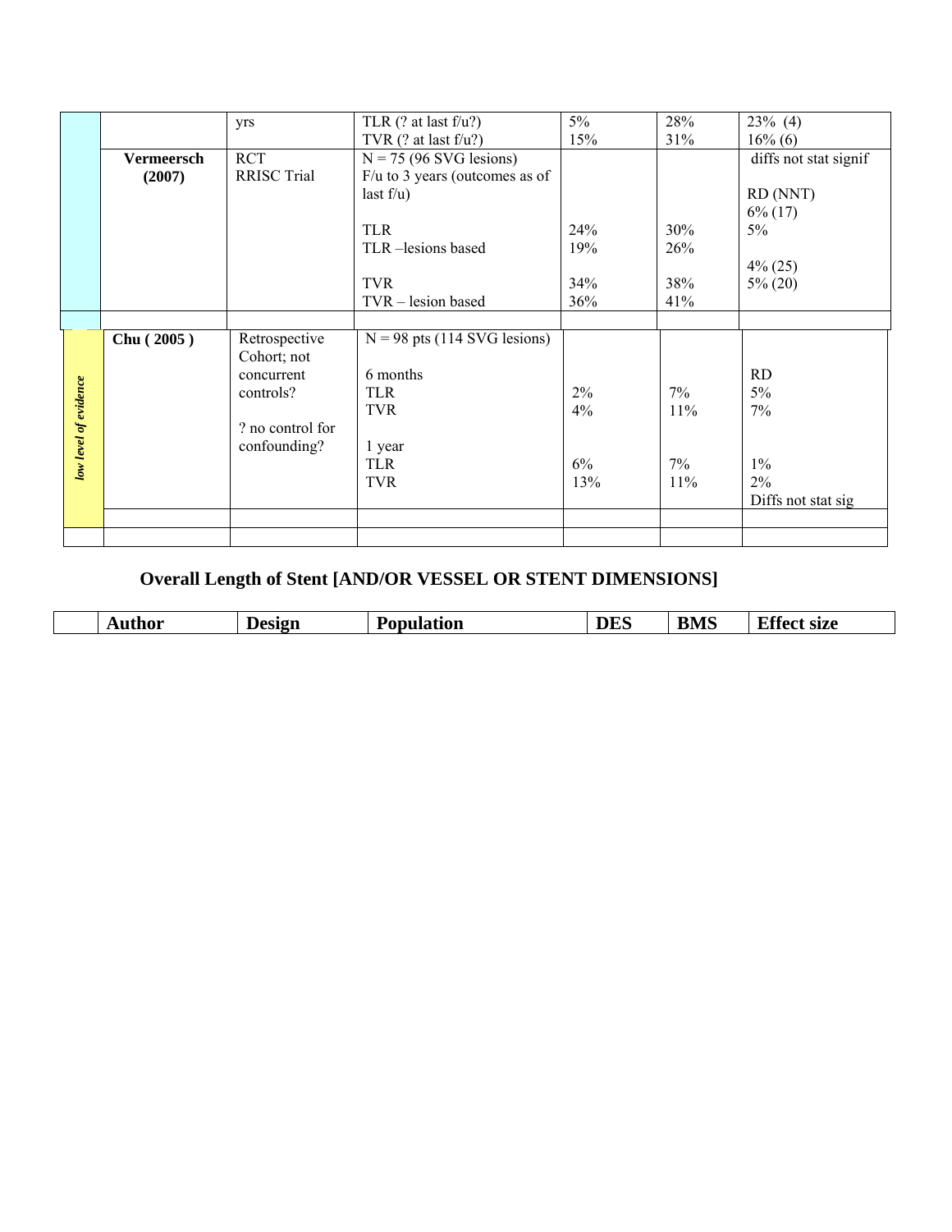|  |  | yrs | TLR (? at last f/u?)<br>TVR (? at last f/u?) | 5%<br>15% | 28%<br>31% | 23% (4)<br>16% (6) |
|---|---|---|---|---|---|---|
|  | **Vermeersch (2007)** | RCT<br>RRISC Trial | N = 75 (96 SVG lesions)<br>F/u to 3 years (outcomes as of last f/u)<br><br>TLR<br>TLR –lesions based<br><br>TVR<br>TVR – lesion based | <br><br><br><br>24%<br>19%<br><br>34%<br>36% | <br><br><br><br>30%<br>26%<br><br>38%<br>41% | diffs not stat signif<br><br>RD (NNT)<br>6% (17)<br>5%<br><br>4% (25)<br>5% (20) |
|  |  |  |  |  |  |  |
| *low level of evidence* | **Chu ( 2005 )** | Retrospective Cohort; not concurrent controls?<br><br>? no control for confounding? | N = 98 pts (114 SVG lesions)<br><br>6 months<br>TLR<br>TVR<br><br>1 year<br>TLR<br>TVR | <br><br><br>2%<br>4%<br><br><br>6%<br>13% | <br><br><br>7%<br>11%<br><br><br>7%<br>11% | <br><br>RD<br>5%<br>7%<br><br><br>1%<br>2%<br>Diffs not stat sig |
|  |  |  |  |  |  |  |
|  |  |  |  |  |  |  |

## Overall Length of Stent [AND/OR VESSEL OR STENT DIMENSIONS]

|  | Author | Design | Population | DES | BMS | Effect size |
|---|---|---|---|---|---|---|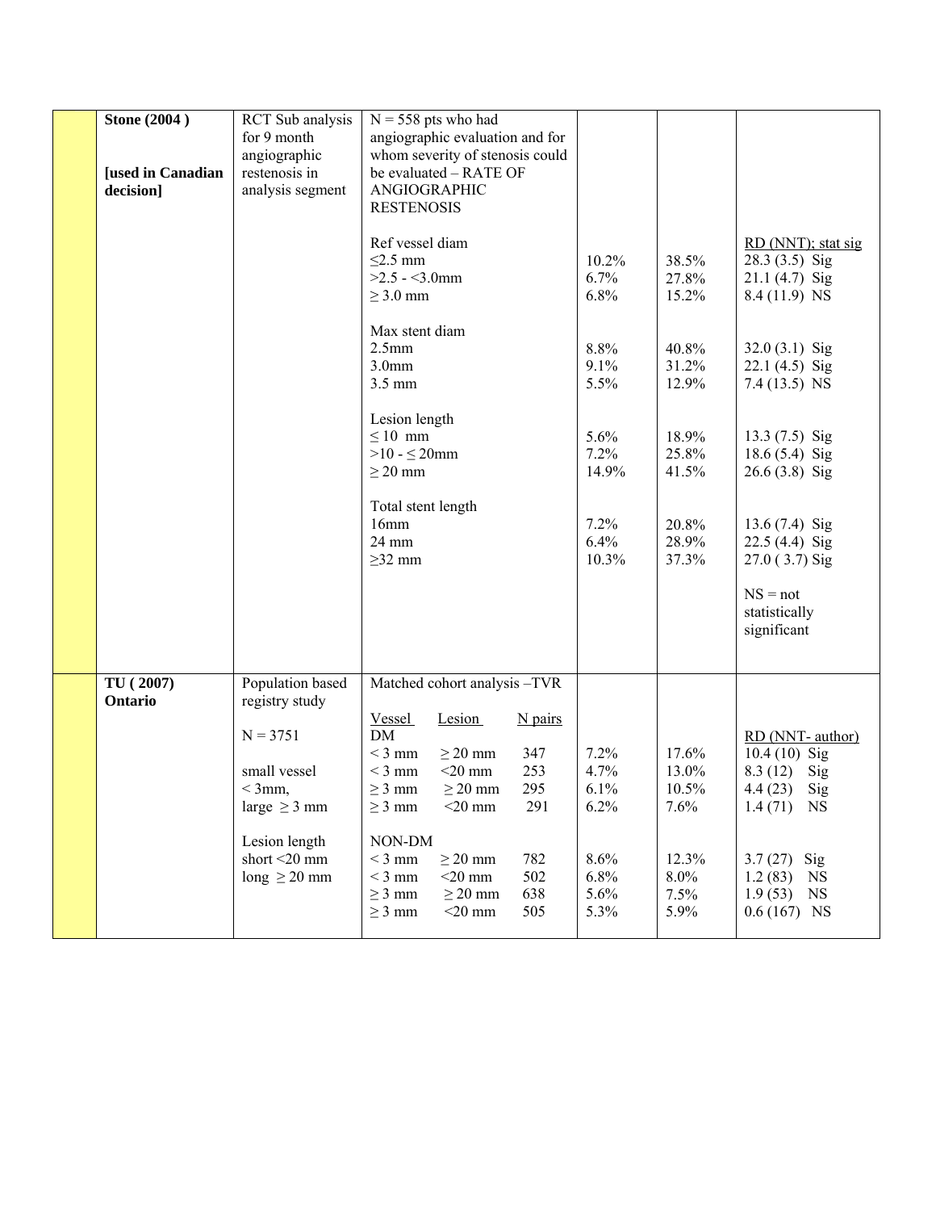|  | Stone (2004 )<br><br>**[used in Canadian decision]** | RCT Sub analysis for 9 month angiographic restenosis in analysis segment | N = 558 pts who had angiographic evaluation and for whom severity of stenosis could be evaluated – RATE OF ANGIOGRAPHIC RESTENOSIS |  |  |  |
|---|---|---|---|---|---|---|
|  |  |  | Ref vessel diam |  |  | RD (NNT); stat sig |
|  |  |  | ≤2.5 mm | 10.2% | 38.5% | 28.3 (3.5) Sig |
|  |  |  | >2.5 - <3.0mm | 6.7% | 27.8% | 21.1 (4.7) Sig |
|  |  |  | ≥ 3.0 mm | 6.8% | 15.2% | 8.4 (11.9) NS |
|  |  |  | Max stent diam |  |  |  |
|  |  |  | 2.5mm | 8.8% | 40.8% | 32.0 (3.1) Sig |
|  |  |  | 3.0mm | 9.1% | 31.2% | 22.1 (4.5) Sig |
|  |  |  | 3.5 mm | 5.5% | 12.9% | 7.4 (13.5) NS |
|  |  |  | Lesion length |  |  |  |
|  |  |  | ≤ 10 mm | 5.6% | 18.9% | 13.3 (7.5) Sig |
|  |  |  | >10 - ≤ 20mm | 7.2% | 25.8% | 18.6 (5.4) Sig |
|  |  |  | ≥ 20 mm | 14.9% | 41.5% | 26.6 (3.8) Sig |
|  |  |  | Total stent length |  |  |  |
|  |  |  | 16mm | 7.2% | 20.8% | 13.6 (7.4) Sig |
|  |  |  | 24 mm | 6.4% | 28.9% | 22.5 (4.4) Sig |
|  |  |  | ≥32 mm | 10.3% | 37.3% | 27.0 ( 3.7) Sig |
|  |  |  |  |  |  | NS = not statistically significant |
|  | **TU ( 2007) Ontario** | Population based registry study | Matched cohort analysis –TVR |  |  |  |
|  |  | N = 3751 | Vessel / Lesion / N pairs |  |  | RD (NNT- author) |
|  |  | small vessel < 3mm, | DM |  |  |  |
|  |  | large ≥ 3 mm | < 3 mm / ≥ 20 mm / 347 | 7.2% | 17.6% | 10.4 (10) Sig |
|  |  |  | < 3 mm / <20 mm / 253 | 4.7% | 13.0% | 8.3 (12) Sig |
|  |  | Lesion length | ≥ 3 mm / ≥ 20 mm / 295 | 6.1% | 10.5% | 4.4 (23) Sig |
|  |  | short <20 mm | ≥ 3 mm / <20 mm / 291 | 6.2% | 7.6% | 1.4 (71) NS |
|  |  | long ≥ 20 mm | NON-DM |  |  |  |
|  |  |  | < 3 mm / ≥ 20 mm / 782 | 8.6% | 12.3% | 3.7 (27) Sig |
|  |  |  | < 3 mm / <20 mm / 502 | 6.8% | 8.0% | 1.2 (83) NS |
|  |  |  | ≥ 3 mm / ≥ 20 mm / 638 | 5.6% | 7.5% | 1.9 (53) NS |
|  |  |  | ≥ 3 mm / <20 mm / 505 | 5.3% | 5.9% | 0.6 (167) NS |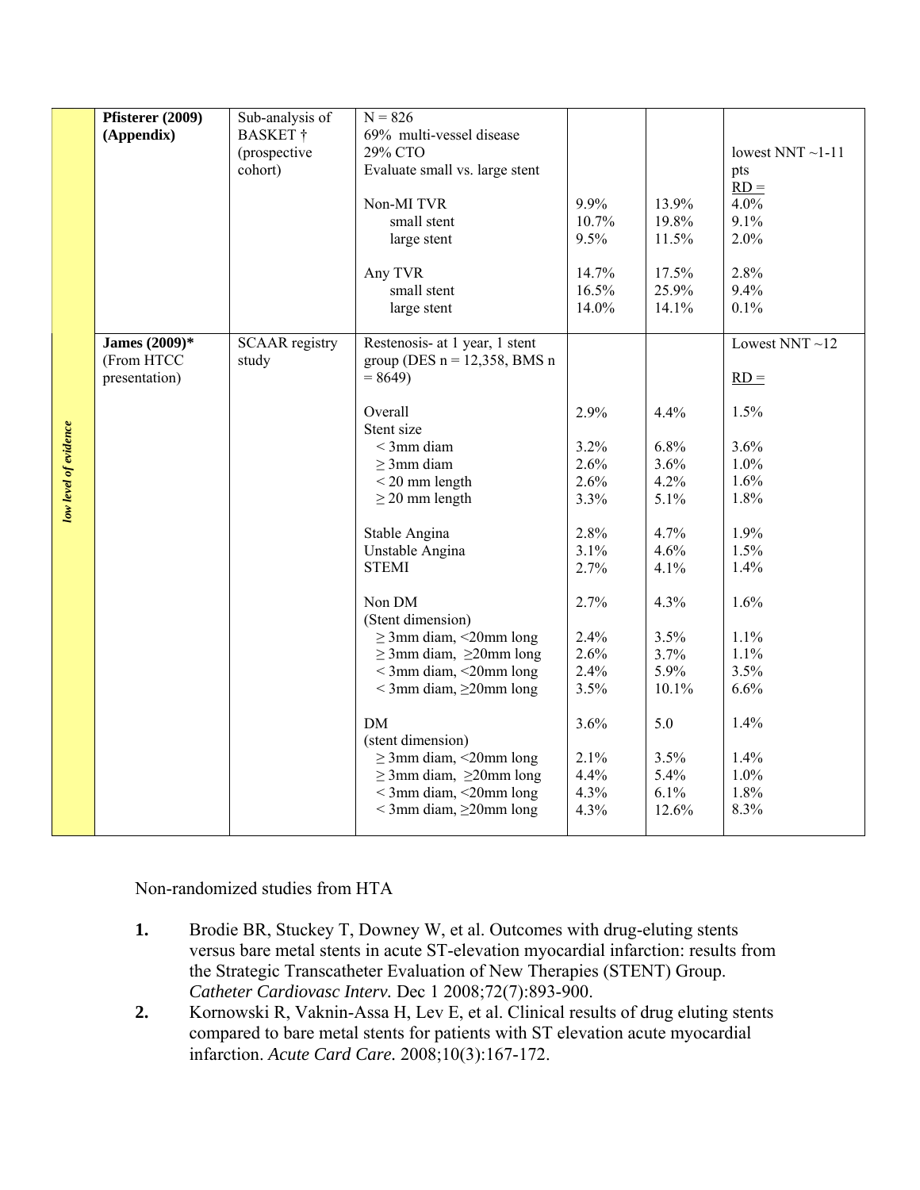| | | | | | | |
|---|---|---|---|---|---|---|
| | **Pfisterer (2009) (Appendix)** | Sub-analysis of BASKET † (prospective cohort) | N = 826<br>69% multi-vessel disease<br>29% CTO<br>Evaluate small vs. large stent<br><br>Non-MI TVR<br>small stent<br>large stent<br><br>Any TVR<br>small stent<br>large stent | <br><br><br><br><br>9.9%<br>10.7%<br>9.5%<br><br>14.7%<br>16.5%<br>14.0% | <br><br><br><br><br>13.9%<br>19.8%<br>11.5%<br><br>17.5%<br>25.9%<br>14.1% | <br><br>lowest NNT ~1-11 pts<br>RD =<br>4.0%<br>9.1%<br>2.0%<br><br>2.8%<br>9.4%<br>0.1% |
| *low level of evidence* | **James (2009)*** (From HTCC presentation) | SCAAR registry study | Restenosis- at 1 year, 1 stent group (DES n = 12,358, BMS n = 8649)<br><br>Overall<br>Stent size<br>< 3mm diam<br>≥ 3mm diam<br>< 20 mm length<br>≥ 20 mm length<br><br>Stable Angina<br>Unstable Angina<br>STEMI<br><br>Non DM<br>(Stent dimension)<br>≥ 3mm diam, <20mm long<br>≥ 3mm diam, ≥20mm long<br>< 3mm diam, <20mm long<br>< 3mm diam, ≥20mm long<br><br>DM<br>(stent dimension)<br>≥ 3mm diam, <20mm long<br>≥ 3mm diam, ≥20mm long<br>< 3mm diam, <20mm long<br>< 3mm diam, ≥20mm long | <br><br><br>2.9%<br><br>3.2%<br>2.6%<br>2.6%<br>3.3%<br><br>2.8%<br>3.1%<br>2.7%<br><br>2.7%<br><br>2.4%<br>2.6%<br>2.4%<br>3.5%<br><br>3.6%<br><br>2.1%<br>4.4%<br>4.3%<br>4.3% | <br><br><br>4.4%<br><br>6.8%<br>3.6%<br>4.2%<br>5.1%<br><br>4.7%<br>4.6%<br>4.1%<br><br>4.3%<br><br>3.5%<br>3.7%<br>5.9%<br>10.1%<br><br>5.0<br><br>3.5%<br>5.4%<br>6.1%<br>12.6% | Lowest NNT ~12<br><br>RD =<br>1.5%<br><br>3.6%<br>1.0%<br>1.6%<br>1.8%<br><br>1.9%<br>1.5%<br>1.4%<br><br>1.6%<br><br>1.1%<br>1.1%<br>3.5%<br>6.6%<br><br>1.4%<br><br>1.4%<br>1.0%<br>1.8%<br>8.3% |

Non-randomized studies from HTA

1. Brodie BR, Stuckey T, Downey W, et al. Outcomes with drug-eluting stents versus bare metal stents in acute ST-elevation myocardial infarction: results from the Strategic Transcatheter Evaluation of New Therapies (STENT) Group. *Catheter Cardiovasc Interv.* Dec 1 2008;72(7):893-900.
2. Kornowski R, Vaknin-Assa H, Lev E, et al. Clinical results of drug eluting stents compared to bare metal stents for patients with ST elevation acute myocardial infarction. *Acute Card Care.* 2008;10(3):167-172.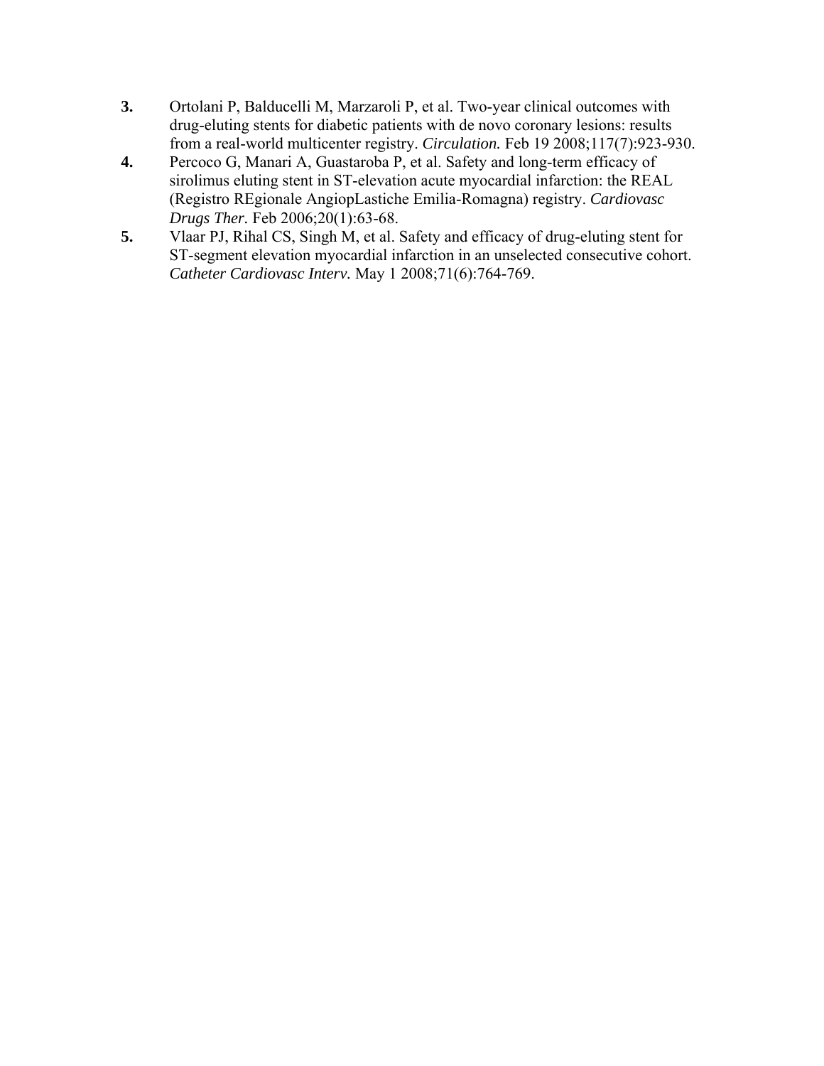**3.** Ortolani P, Balducelli M, Marzaroli P, et al. Two-year clinical outcomes with drug-eluting stents for diabetic patients with de novo coronary lesions: results from a real-world multicenter registry. *Circulation.* Feb 19 2008;117(7):923-930.

**4.** Percoco G, Manari A, Guastaroba P, et al. Safety and long-term efficacy of sirolimus eluting stent in ST-elevation acute myocardial infarction: the REAL (Registro REgionale AngiopLastiche Emilia-Romagna) registry. *Cardiovasc Drugs Ther.* Feb 2006;20(1):63-68.

**5.** Vlaar PJ, Rihal CS, Singh M, et al. Safety and efficacy of drug-eluting stent for ST-segment elevation myocardial infarction in an unselected consecutive cohort. *Catheter Cardiovasc Interv.* May 1 2008;71(6):764-769.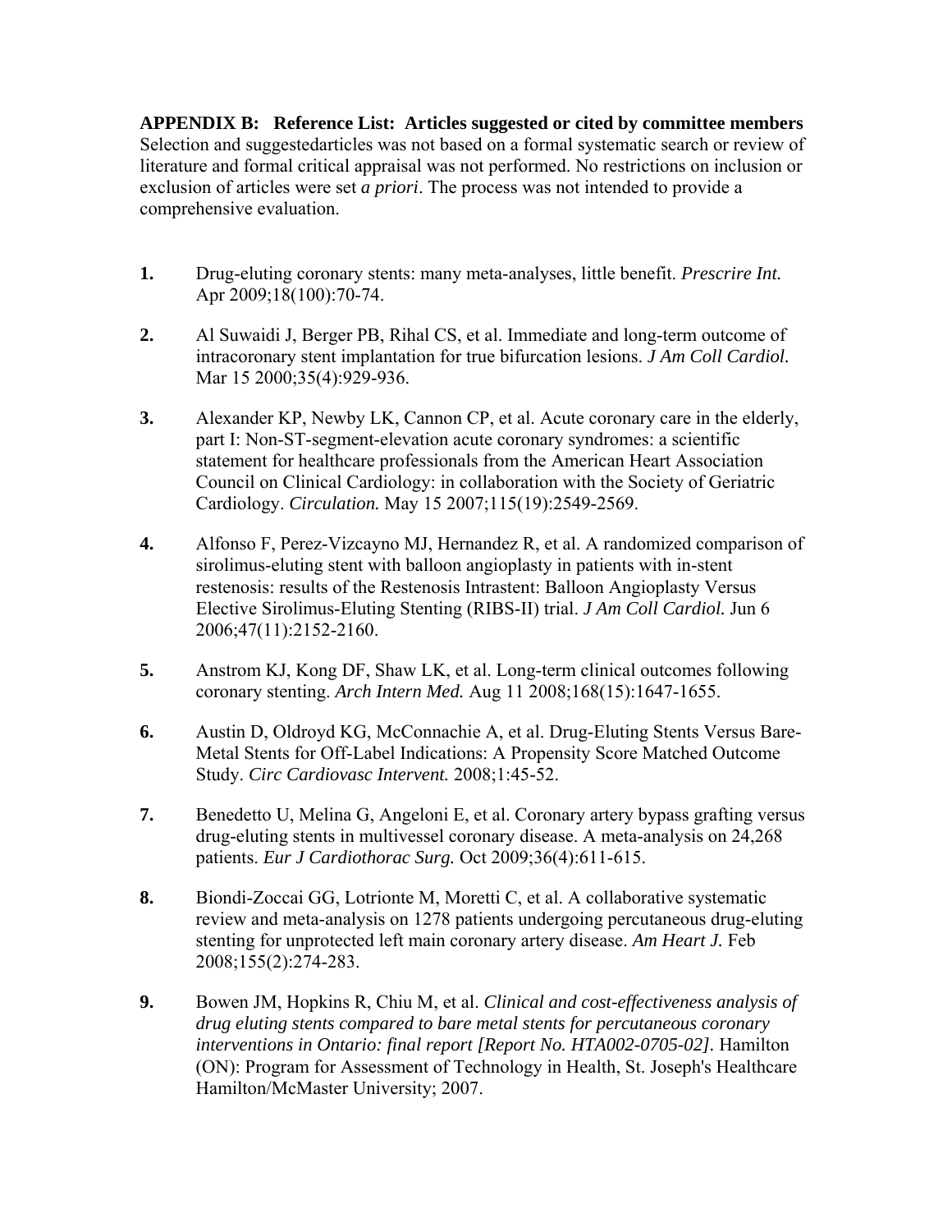**APPENDIX B: Reference List: Articles suggested or cited by committee members**
Selection and suggestedarticles was not based on a formal systematic search or review of literature and formal critical appraisal was not performed. No restrictions on inclusion or exclusion of articles were set *a priori*. The process was not intended to provide a comprehensive evaluation.

**1.** Drug-eluting coronary stents: many meta-analyses, little benefit. *Prescrire Int.* Apr 2009;18(100):70-74.

**2.** Al Suwaidi J, Berger PB, Rihal CS, et al. Immediate and long-term outcome of intracoronary stent implantation for true bifurcation lesions. *J Am Coll Cardiol.* Mar 15 2000;35(4):929-936.

**3.** Alexander KP, Newby LK, Cannon CP, et al. Acute coronary care in the elderly, part I: Non-ST-segment-elevation acute coronary syndromes: a scientific statement for healthcare professionals from the American Heart Association Council on Clinical Cardiology: in collaboration with the Society of Geriatric Cardiology. *Circulation.* May 15 2007;115(19):2549-2569.

**4.** Alfonso F, Perez-Vizcayno MJ, Hernandez R, et al. A randomized comparison of sirolimus-eluting stent with balloon angioplasty in patients with in-stent restenosis: results of the Restenosis Intrastent: Balloon Angioplasty Versus Elective Sirolimus-Eluting Stenting (RIBS-II) trial. *J Am Coll Cardiol.* Jun 6 2006;47(11):2152-2160.

**5.** Anstrom KJ, Kong DF, Shaw LK, et al. Long-term clinical outcomes following coronary stenting. *Arch Intern Med.* Aug 11 2008;168(15):1647-1655.

**6.** Austin D, Oldroyd KG, McConnachie A, et al. Drug-Eluting Stents Versus Bare-Metal Stents for Off-Label Indications: A Propensity Score Matched Outcome Study. *Circ Cardiovasc Intervent.* 2008;1:45-52.

**7.** Benedetto U, Melina G, Angeloni E, et al. Coronary artery bypass grafting versus drug-eluting stents in multivessel coronary disease. A meta-analysis on 24,268 patients. *Eur J Cardiothorac Surg.* Oct 2009;36(4):611-615.

**8.** Biondi-Zoccai GG, Lotrionte M, Moretti C, et al. A collaborative systematic review and meta-analysis on 1278 patients undergoing percutaneous drug-eluting stenting for unprotected left main coronary artery disease. *Am Heart J.* Feb 2008;155(2):274-283.

**9.** Bowen JM, Hopkins R, Chiu M, et al. *Clinical and cost-effectiveness analysis of drug eluting stents compared to bare metal stents for percutaneous coronary interventions in Ontario: final report [Report No. HTA002-0705-02].* Hamilton (ON): Program for Assessment of Technology in Health, St. Joseph's Healthcare Hamilton/McMaster University; 2007.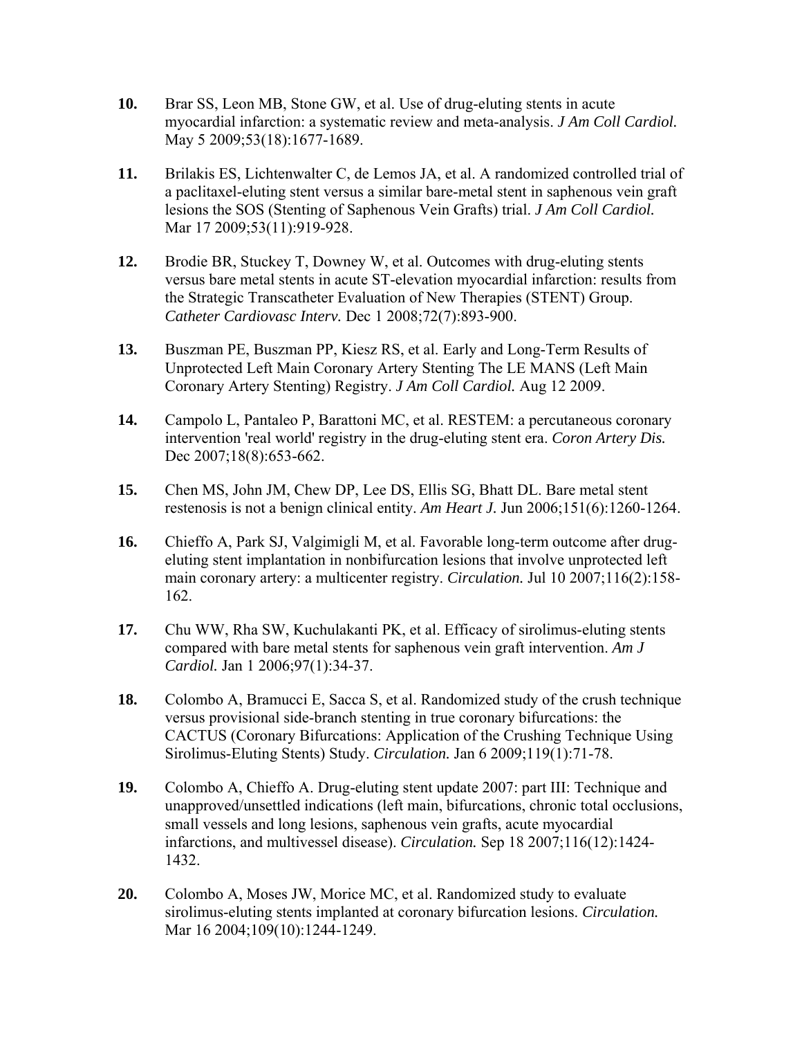**10.** Brar SS, Leon MB, Stone GW, et al. Use of drug-eluting stents in acute myocardial infarction: a systematic review and meta-analysis. *J Am Coll Cardiol.* May 5 2009;53(18):1677-1689.

**11.** Brilakis ES, Lichtenwalter C, de Lemos JA, et al. A randomized controlled trial of a paclitaxel-eluting stent versus a similar bare-metal stent in saphenous vein graft lesions the SOS (Stenting of Saphenous Vein Grafts) trial. *J Am Coll Cardiol.* Mar 17 2009;53(11):919-928.

**12.** Brodie BR, Stuckey T, Downey W, et al. Outcomes with drug-eluting stents versus bare metal stents in acute ST-elevation myocardial infarction: results from the Strategic Transcatheter Evaluation of New Therapies (STENT) Group. *Catheter Cardiovasc Interv.* Dec 1 2008;72(7):893-900.

**13.** Buszman PE, Buszman PP, Kiesz RS, et al. Early and Long-Term Results of Unprotected Left Main Coronary Artery Stenting The LE MANS (Left Main Coronary Artery Stenting) Registry. *J Am Coll Cardiol.* Aug 12 2009.

**14.** Campolo L, Pantaleo P, Barattoni MC, et al. RESTEM: a percutaneous coronary intervention 'real world' registry in the drug-eluting stent era. *Coron Artery Dis.* Dec 2007;18(8):653-662.

**15.** Chen MS, John JM, Chew DP, Lee DS, Ellis SG, Bhatt DL. Bare metal stent restenosis is not a benign clinical entity. *Am Heart J.* Jun 2006;151(6):1260-1264.

**16.** Chieffo A, Park SJ, Valgimigli M, et al. Favorable long-term outcome after drug-eluting stent implantation in nonbifurcation lesions that involve unprotected left main coronary artery: a multicenter registry. *Circulation.* Jul 10 2007;116(2):158-162.

**17.** Chu WW, Rha SW, Kuchulakanti PK, et al. Efficacy of sirolimus-eluting stents compared with bare metal stents for saphenous vein graft intervention. *Am J Cardiol.* Jan 1 2006;97(1):34-37.

**18.** Colombo A, Bramucci E, Sacca S, et al. Randomized study of the crush technique versus provisional side-branch stenting in true coronary bifurcations: the CACTUS (Coronary Bifurcations: Application of the Crushing Technique Using Sirolimus-Eluting Stents) Study. *Circulation.* Jan 6 2009;119(1):71-78.

**19.** Colombo A, Chieffo A. Drug-eluting stent update 2007: part III: Technique and unapproved/unsettled indications (left main, bifurcations, chronic total occlusions, small vessels and long lesions, saphenous vein grafts, acute myocardial infarctions, and multivessel disease). *Circulation.* Sep 18 2007;116(12):1424-1432.

**20.** Colombo A, Moses JW, Morice MC, et al. Randomized study to evaluate sirolimus-eluting stents implanted at coronary bifurcation lesions. *Circulation.* Mar 16 2004;109(10):1244-1249.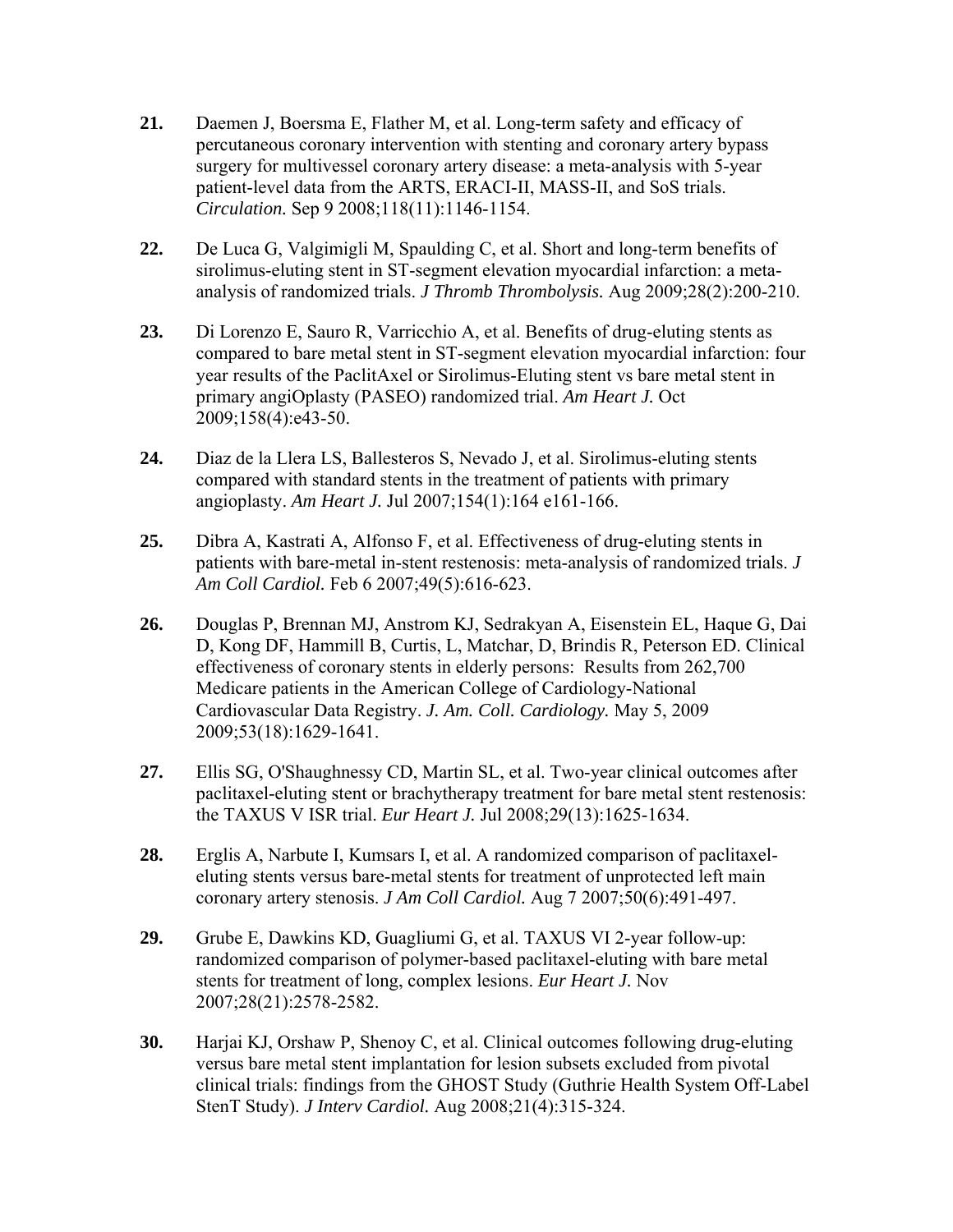**21.** Daemen J, Boersma E, Flather M, et al. Long-term safety and efficacy of percutaneous coronary intervention with stenting and coronary artery bypass surgery for multivessel coronary artery disease: a meta-analysis with 5-year patient-level data from the ARTS, ERACI-II, MASS-II, and SoS trials. *Circulation.* Sep 9 2008;118(11):1146-1154.

**22.** De Luca G, Valgimigli M, Spaulding C, et al. Short and long-term benefits of sirolimus-eluting stent in ST-segment elevation myocardial infarction: a meta-analysis of randomized trials. *J Thromb Thrombolysis.* Aug 2009;28(2):200-210.

**23.** Di Lorenzo E, Sauro R, Varricchio A, et al. Benefits of drug-eluting stents as compared to bare metal stent in ST-segment elevation myocardial infarction: four year results of the PaclitAxel or Sirolimus-Eluting stent vs bare metal stent in primary angiOplasty (PASEO) randomized trial. *Am Heart J.* Oct 2009;158(4):e43-50.

**24.** Diaz de la Llera LS, Ballesteros S, Nevado J, et al. Sirolimus-eluting stents compared with standard stents in the treatment of patients with primary angioplasty. *Am Heart J.* Jul 2007;154(1):164 e161-166.

**25.** Dibra A, Kastrati A, Alfonso F, et al. Effectiveness of drug-eluting stents in patients with bare-metal in-stent restenosis: meta-analysis of randomized trials. *J Am Coll Cardiol.* Feb 6 2007;49(5):616-623.

**26.** Douglas P, Brennan MJ, Anstrom KJ, Sedrakyan A, Eisenstein EL, Haque G, Dai D, Kong DF, Hammill B, Curtis, L, Matchar, D, Brindis R, Peterson ED. Clinical effectiveness of coronary stents in elderly persons: Results from 262,700 Medicare patients in the American College of Cardiology-National Cardiovascular Data Registry. *J. Am. Coll. Cardiology.* May 5, 2009 2009;53(18):1629-1641.

**27.** Ellis SG, O'Shaughnessy CD, Martin SL, et al. Two-year clinical outcomes after paclitaxel-eluting stent or brachytherapy treatment for bare metal stent restenosis: the TAXUS V ISR trial. *Eur Heart J.* Jul 2008;29(13):1625-1634.

**28.** Erglis A, Narbute I, Kumsars I, et al. A randomized comparison of paclitaxel-eluting stents versus bare-metal stents for treatment of unprotected left main coronary artery stenosis. *J Am Coll Cardiol.* Aug 7 2007;50(6):491-497.

**29.** Grube E, Dawkins KD, Guagliumi G, et al. TAXUS VI 2-year follow-up: randomized comparison of polymer-based paclitaxel-eluting with bare metal stents for treatment of long, complex lesions. *Eur Heart J.* Nov 2007;28(21):2578-2582.

**30.** Harjai KJ, Orshaw P, Shenoy C, et al. Clinical outcomes following drug-eluting versus bare metal stent implantation for lesion subsets excluded from pivotal clinical trials: findings from the GHOST Study (Guthrie Health System Off-Label StenT Study). *J Interv Cardiol.* Aug 2008;21(4):315-324.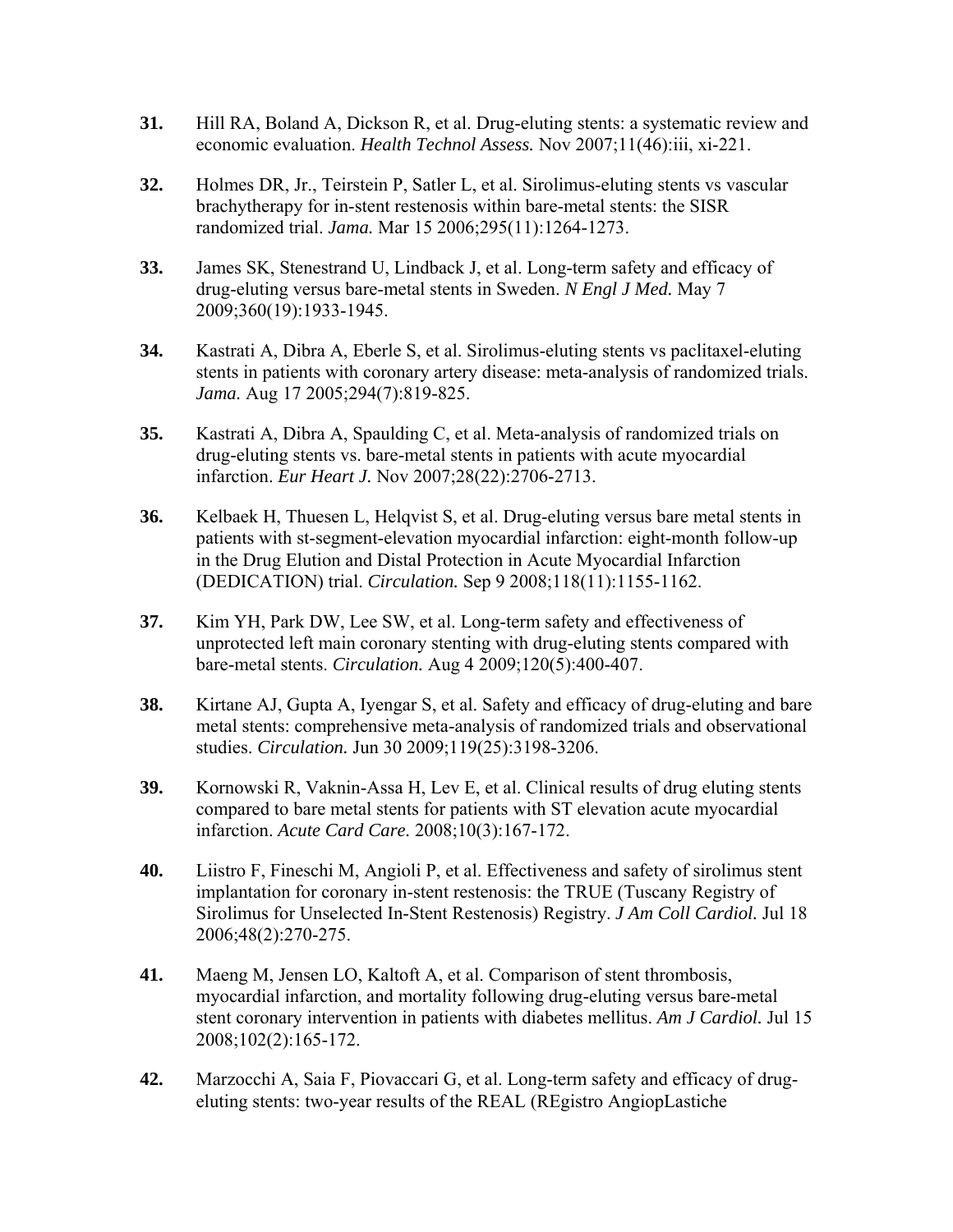**31.** Hill RA, Boland A, Dickson R, et al. Drug-eluting stents: a systematic review and economic evaluation. *Health Technol Assess.* Nov 2007;11(46):iii, xi-221.

**32.** Holmes DR, Jr., Teirstein P, Satler L, et al. Sirolimus-eluting stents vs vascular brachytherapy for in-stent restenosis within bare-metal stents: the SISR randomized trial. *Jama.* Mar 15 2006;295(11):1264-1273.

**33.** James SK, Stenestrand U, Lindback J, et al. Long-term safety and efficacy of drug-eluting versus bare-metal stents in Sweden. *N Engl J Med.* May 7 2009;360(19):1933-1945.

**34.** Kastrati A, Dibra A, Eberle S, et al. Sirolimus-eluting stents vs paclitaxel-eluting stents in patients with coronary artery disease: meta-analysis of randomized trials. *Jama.* Aug 17 2005;294(7):819-825.

**35.** Kastrati A, Dibra A, Spaulding C, et al. Meta-analysis of randomized trials on drug-eluting stents vs. bare-metal stents in patients with acute myocardial infarction. *Eur Heart J.* Nov 2007;28(22):2706-2713.

**36.** Kelbaek H, Thuesen L, Helqvist S, et al. Drug-eluting versus bare metal stents in patients with st-segment-elevation myocardial infarction: eight-month follow-up in the Drug Elution and Distal Protection in Acute Myocardial Infarction (DEDICATION) trial. *Circulation.* Sep 9 2008;118(11):1155-1162.

**37.** Kim YH, Park DW, Lee SW, et al. Long-term safety and effectiveness of unprotected left main coronary stenting with drug-eluting stents compared with bare-metal stents. *Circulation.* Aug 4 2009;120(5):400-407.

**38.** Kirtane AJ, Gupta A, Iyengar S, et al. Safety and efficacy of drug-eluting and bare metal stents: comprehensive meta-analysis of randomized trials and observational studies. *Circulation.* Jun 30 2009;119(25):3198-3206.

**39.** Kornowski R, Vaknin-Assa H, Lev E, et al. Clinical results of drug eluting stents compared to bare metal stents for patients with ST elevation acute myocardial infarction. *Acute Card Care.* 2008;10(3):167-172.

**40.** Liistro F, Fineschi M, Angioli P, et al. Effectiveness and safety of sirolimus stent implantation for coronary in-stent restenosis: the TRUE (Tuscany Registry of Sirolimus for Unselected In-Stent Restenosis) Registry. *J Am Coll Cardiol.* Jul 18 2006;48(2):270-275.

**41.** Maeng M, Jensen LO, Kaltoft A, et al. Comparison of stent thrombosis, myocardial infarction, and mortality following drug-eluting versus bare-metal stent coronary intervention in patients with diabetes mellitus. *Am J Cardiol.* Jul 15 2008;102(2):165-172.

**42.** Marzocchi A, Saia F, Piovaccari G, et al. Long-term safety and efficacy of drug-eluting stents: two-year results of the REAL (REgistro AngiopLastiche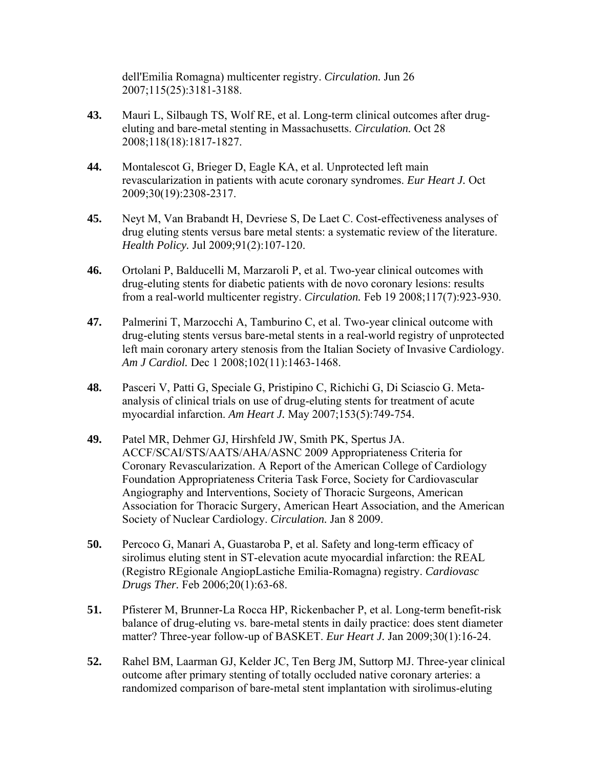dell'Emilia Romagna) multicenter registry. *Circulation.* Jun 26 2007;115(25):3181-3188.

**43.** Mauri L, Silbaugh TS, Wolf RE, et al. Long-term clinical outcomes after drug-eluting and bare-metal stenting in Massachusetts. *Circulation.* Oct 28 2008;118(18):1817-1827.

**44.** Montalescot G, Brieger D, Eagle KA, et al. Unprotected left main revascularization in patients with acute coronary syndromes. *Eur Heart J.* Oct 2009;30(19):2308-2317.

**45.** Neyt M, Van Brabandt H, Devriese S, De Laet C. Cost-effectiveness analyses of drug eluting stents versus bare metal stents: a systematic review of the literature. *Health Policy.* Jul 2009;91(2):107-120.

**46.** Ortolani P, Balducelli M, Marzaroli P, et al. Two-year clinical outcomes with drug-eluting stents for diabetic patients with de novo coronary lesions: results from a real-world multicenter registry. *Circulation.* Feb 19 2008;117(7):923-930.

**47.** Palmerini T, Marzocchi A, Tamburino C, et al. Two-year clinical outcome with drug-eluting stents versus bare-metal stents in a real-world registry of unprotected left main coronary artery stenosis from the Italian Society of Invasive Cardiology. *Am J Cardiol.* Dec 1 2008;102(11):1463-1468.

**48.** Pasceri V, Patti G, Speciale G, Pristipino C, Richichi G, Di Sciascio G. Meta-analysis of clinical trials on use of drug-eluting stents for treatment of acute myocardial infarction. *Am Heart J.* May 2007;153(5):749-754.

**49.** Patel MR, Dehmer GJ, Hirshfeld JW, Smith PK, Spertus JA. ACCF/SCAI/STS/AATS/AHA/ASNC 2009 Appropriateness Criteria for Coronary Revascularization. A Report of the American College of Cardiology Foundation Appropriateness Criteria Task Force, Society for Cardiovascular Angiography and Interventions, Society of Thoracic Surgeons, American Association for Thoracic Surgery, American Heart Association, and the American Society of Nuclear Cardiology. *Circulation.* Jan 8 2009.

**50.** Percoco G, Manari A, Guastaroba P, et al. Safety and long-term efficacy of sirolimus eluting stent in ST-elevation acute myocardial infarction: the REAL (Registro REgionale AngiopLastiche Emilia-Romagna) registry. *Cardiovasc Drugs Ther.* Feb 2006;20(1):63-68.

**51.** Pfisterer M, Brunner-La Rocca HP, Rickenbacher P, et al. Long-term benefit-risk balance of drug-eluting vs. bare-metal stents in daily practice: does stent diameter matter? Three-year follow-up of BASKET. *Eur Heart J.* Jan 2009;30(1):16-24.

**52.** Rahel BM, Laarman GJ, Kelder JC, Ten Berg JM, Suttorp MJ. Three-year clinical outcome after primary stenting of totally occluded native coronary arteries: a randomized comparison of bare-metal stent implantation with sirolimus-eluting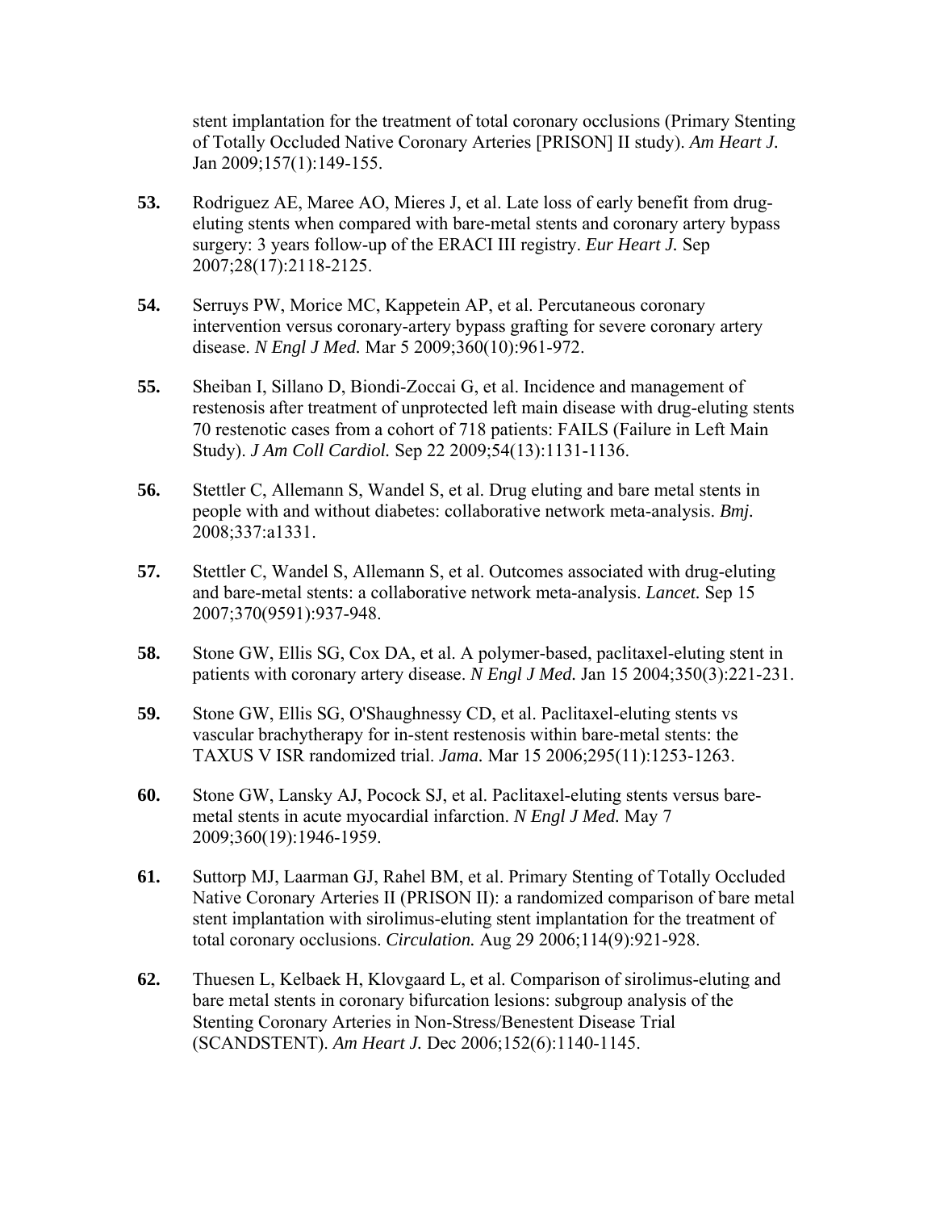stent implantation for the treatment of total coronary occlusions (Primary Stenting of Totally Occluded Native Coronary Arteries [PRISON] II study). *Am Heart J.* Jan 2009;157(1):149-155.

**53.** Rodriguez AE, Maree AO, Mieres J, et al. Late loss of early benefit from drug-eluting stents when compared with bare-metal stents and coronary artery bypass surgery: 3 years follow-up of the ERACI III registry. *Eur Heart J.* Sep 2007;28(17):2118-2125.

**54.** Serruys PW, Morice MC, Kappetein AP, et al. Percutaneous coronary intervention versus coronary-artery bypass grafting for severe coronary artery disease. *N Engl J Med.* Mar 5 2009;360(10):961-972.

**55.** Sheiban I, Sillano D, Biondi-Zoccai G, et al. Incidence and management of restenosis after treatment of unprotected left main disease with drug-eluting stents 70 restenotic cases from a cohort of 718 patients: FAILS (Failure in Left Main Study). *J Am Coll Cardiol.* Sep 22 2009;54(13):1131-1136.

**56.** Stettler C, Allemann S, Wandel S, et al. Drug eluting and bare metal stents in people with and without diabetes: collaborative network meta-analysis. *Bmj.* 2008;337:a1331.

**57.** Stettler C, Wandel S, Allemann S, et al. Outcomes associated with drug-eluting and bare-metal stents: a collaborative network meta-analysis. *Lancet.* Sep 15 2007;370(9591):937-948.

**58.** Stone GW, Ellis SG, Cox DA, et al. A polymer-based, paclitaxel-eluting stent in patients with coronary artery disease. *N Engl J Med.* Jan 15 2004;350(3):221-231.

**59.** Stone GW, Ellis SG, O'Shaughnessy CD, et al. Paclitaxel-eluting stents vs vascular brachytherapy for in-stent restenosis within bare-metal stents: the TAXUS V ISR randomized trial. *Jama.* Mar 15 2006;295(11):1253-1263.

**60.** Stone GW, Lansky AJ, Pocock SJ, et al. Paclitaxel-eluting stents versus bare-metal stents in acute myocardial infarction. *N Engl J Med.* May 7 2009;360(19):1946-1959.

**61.** Suttorp MJ, Laarman GJ, Rahel BM, et al. Primary Stenting of Totally Occluded Native Coronary Arteries II (PRISON II): a randomized comparison of bare metal stent implantation with sirolimus-eluting stent implantation for the treatment of total coronary occlusions. *Circulation.* Aug 29 2006;114(9):921-928.

**62.** Thuesen L, Kelbaek H, Klovgaard L, et al. Comparison of sirolimus-eluting and bare metal stents in coronary bifurcation lesions: subgroup analysis of the Stenting Coronary Arteries in Non-Stress/Benestent Disease Trial (SCANDSTENT). *Am Heart J.* Dec 2006;152(6):1140-1145.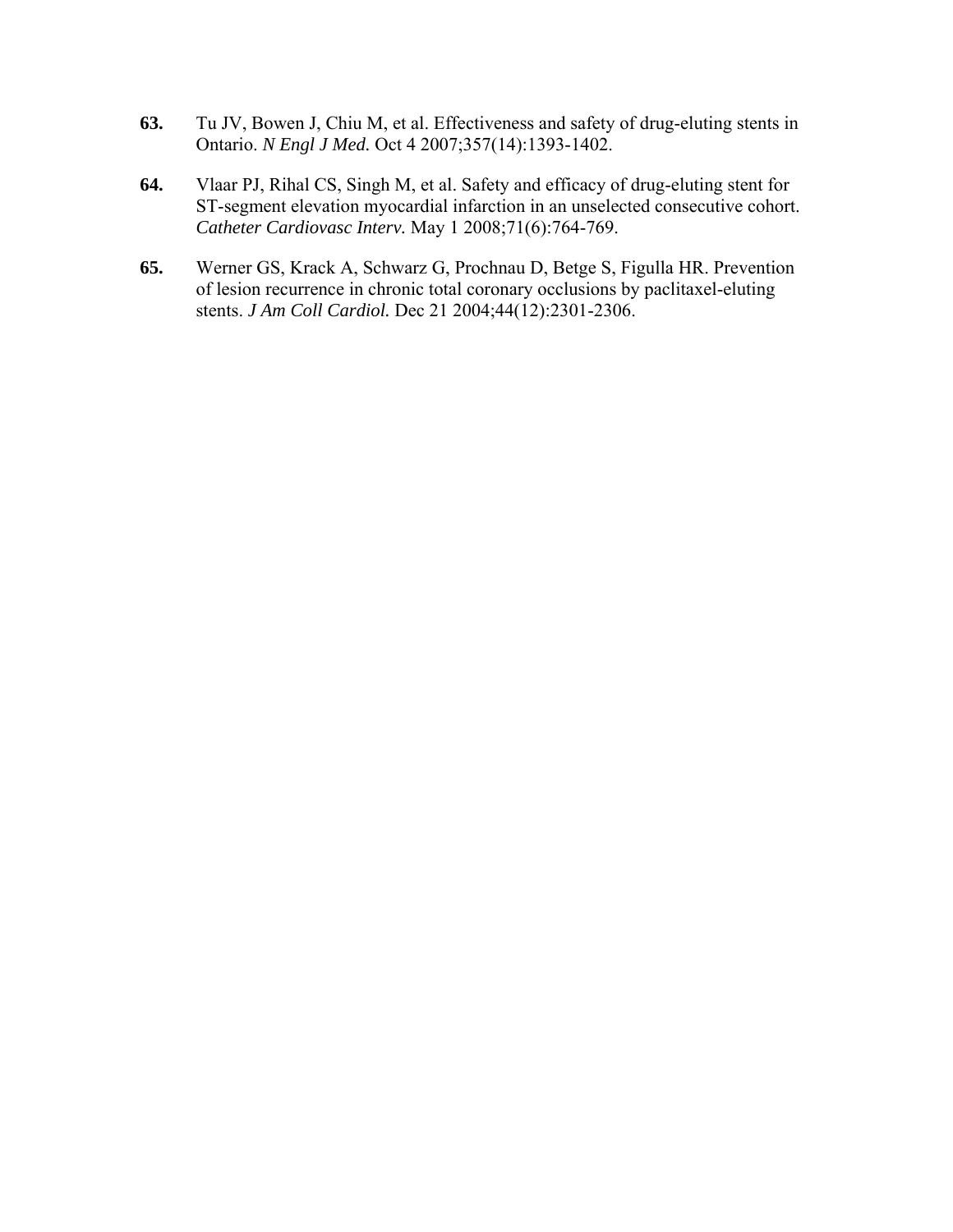**63.** Tu JV, Bowen J, Chiu M, et al. Effectiveness and safety of drug-eluting stents in Ontario. *N Engl J Med.* Oct 4 2007;357(14):1393-1402.

**64.** Vlaar PJ, Rihal CS, Singh M, et al. Safety and efficacy of drug-eluting stent for ST-segment elevation myocardial infarction in an unselected consecutive cohort. *Catheter Cardiovasc Interv.* May 1 2008;71(6):764-769.

**65.** Werner GS, Krack A, Schwarz G, Prochnau D, Betge S, Figulla HR. Prevention of lesion recurrence in chronic total coronary occlusions by paclitaxel-eluting stents. *J Am Coll Cardiol.* Dec 21 2004;44(12):2301-2306.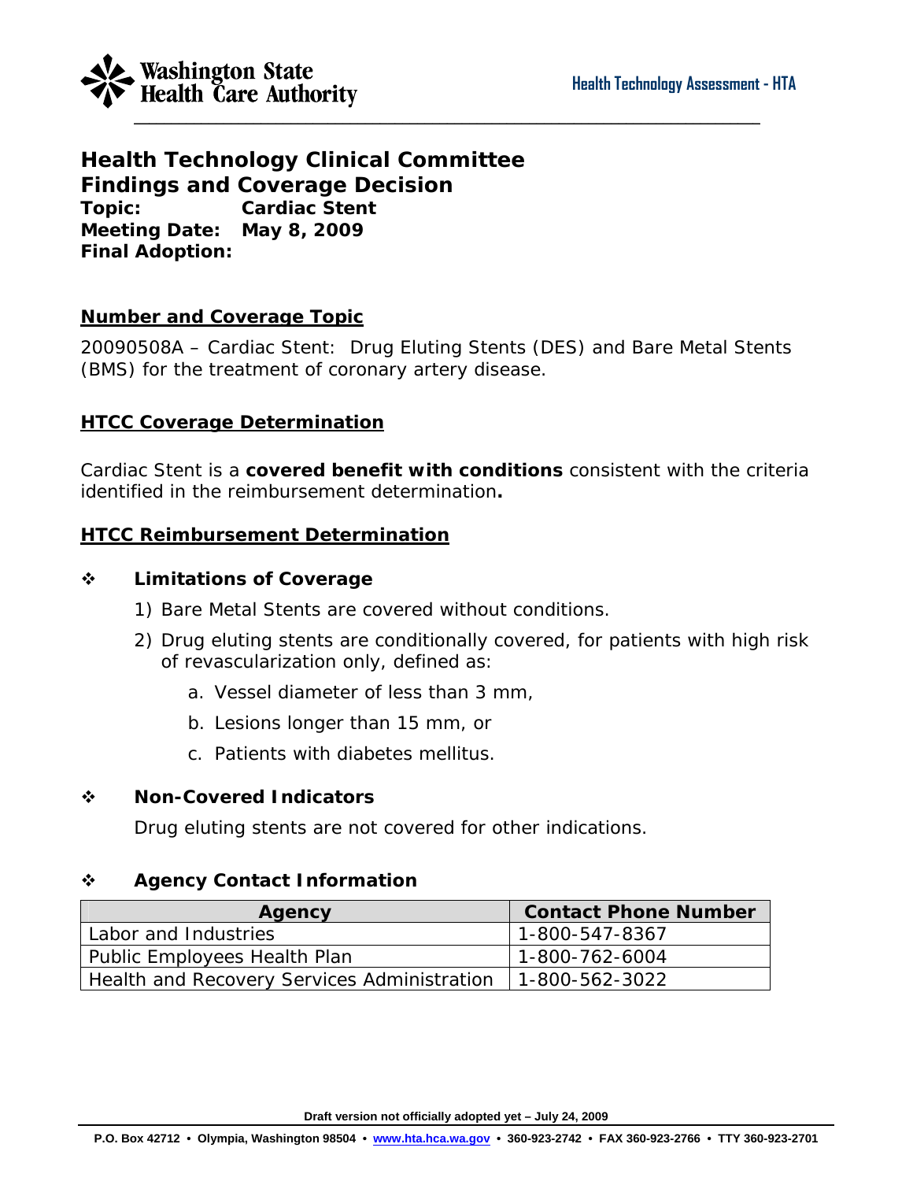## Health Technology Clinical Committee
## Findings and Coverage Decision

**Topic:** Cardiac Stent
**Meeting Date:** May 8, 2009
**Final Adoption:**

### Number and Coverage Topic

20090508A – Cardiac Stent: Drug Eluting Stents (DES) and Bare Metal Stents (BMS) for the treatment of coronary artery disease.

### HTCC Coverage Determination

Cardiac Stent is a **covered benefit with conditions** consistent with the criteria identified in the reimbursement determination**.**

### HTCC Reimbursement Determination

❖ **Limitations of Coverage**

1) Bare Metal Stents are covered without conditions.
2) Drug eluting stents are conditionally covered, for patients with high risk of revascularization only, defined as:
    a. Vessel diameter of less than 3 mm,
    b. Lesions longer than 15 mm, or
    c. Patients with diabetes mellitus.

❖ **Non-Covered Indicators**

Drug eluting stents are not covered for other indications.

❖ **Agency Contact Information**

| Agency | Contact Phone Number |
|---|---|
| Labor and Industries | 1-800-547-8367 |
| Public Employees Health Plan | 1-800-762-6004 |
| Health and Recovery Services Administration | 1-800-562-3022 |

Draft version not officially adopted yet – July 24, 2009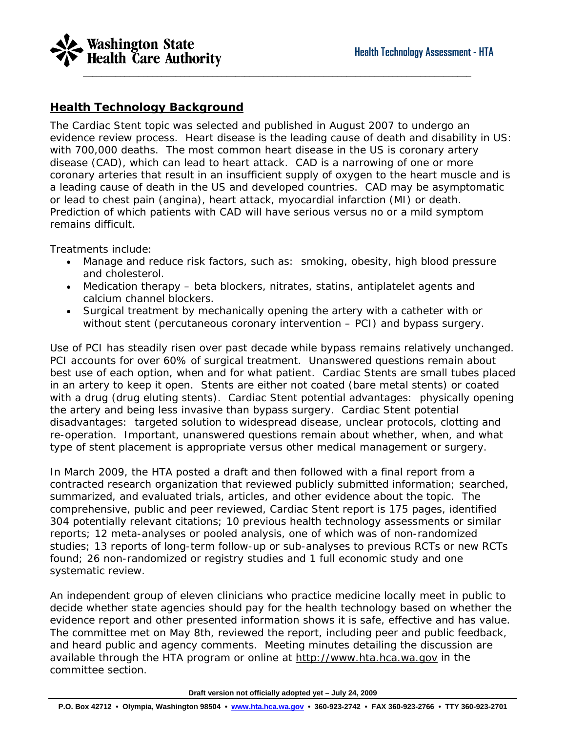## Health Technology Background

The Cardiac Stent topic was selected and published in August 2007 to undergo an evidence review process. Heart disease is the leading cause of death and disability in US: with 700,000 deaths. The most common heart disease in the US is coronary artery disease (CAD), which can lead to heart attack. CAD is a narrowing of one or more coronary arteries that result in an insufficient supply of oxygen to the heart muscle and is a leading cause of death in the US and developed countries. CAD may be asymptomatic or lead to chest pain (angina), heart attack, myocardial infarction (MI) or death. Prediction of which patients with CAD will have serious versus no or a mild symptom remains difficult.

Treatments include:

- Manage and reduce risk factors, such as: smoking, obesity, high blood pressure and cholesterol.
- Medication therapy – beta blockers, nitrates, statins, antiplatelet agents and calcium channel blockers.
- Surgical treatment by mechanically opening the artery with a catheter with or without stent (percutaneous coronary intervention – PCI) and bypass surgery.

Use of PCI has steadily risen over past decade while bypass remains relatively unchanged. PCI accounts for over 60% of surgical treatment. Unanswered questions remain about best use of each option, when and for what patient. Cardiac Stents are small tubes placed in an artery to keep it open. Stents are either not coated (bare metal stents) or coated with a drug (drug eluting stents). Cardiac Stent potential advantages: physically opening the artery and being less invasive than bypass surgery. Cardiac Stent potential disadvantages: targeted solution to widespread disease, unclear protocols, clotting and re-operation. Important, unanswered questions remain about whether, when, and what type of stent placement is appropriate versus other medical management or surgery.

In March 2009, the HTA posted a draft and then followed with a final report from a contracted research organization that reviewed publicly submitted information; searched, summarized, and evaluated trials, articles, and other evidence about the topic. The comprehensive, public and peer reviewed, Cardiac Stent report is 175 pages, identified 304 potentially relevant citations; 10 previous health technology assessments or similar reports; 12 meta-analyses or pooled analysis, one of which was of non-randomized studies; 13 reports of long-term follow-up or sub-analyses to previous RCTs or new RCTs found; 26 non-randomized or registry studies and 1 full economic study and one systematic review.

An independent group of eleven clinicians who practice medicine locally meet in public to decide whether state agencies should pay for the health technology based on whether the evidence report and other presented information shows it is safe, effective and has value. The committee met on May 8th, reviewed the report, including peer and public feedback, and heard public and agency comments. Meeting minutes detailing the discussion are available through the HTA program or online at http://www.hta.hca.wa.gov in the committee section.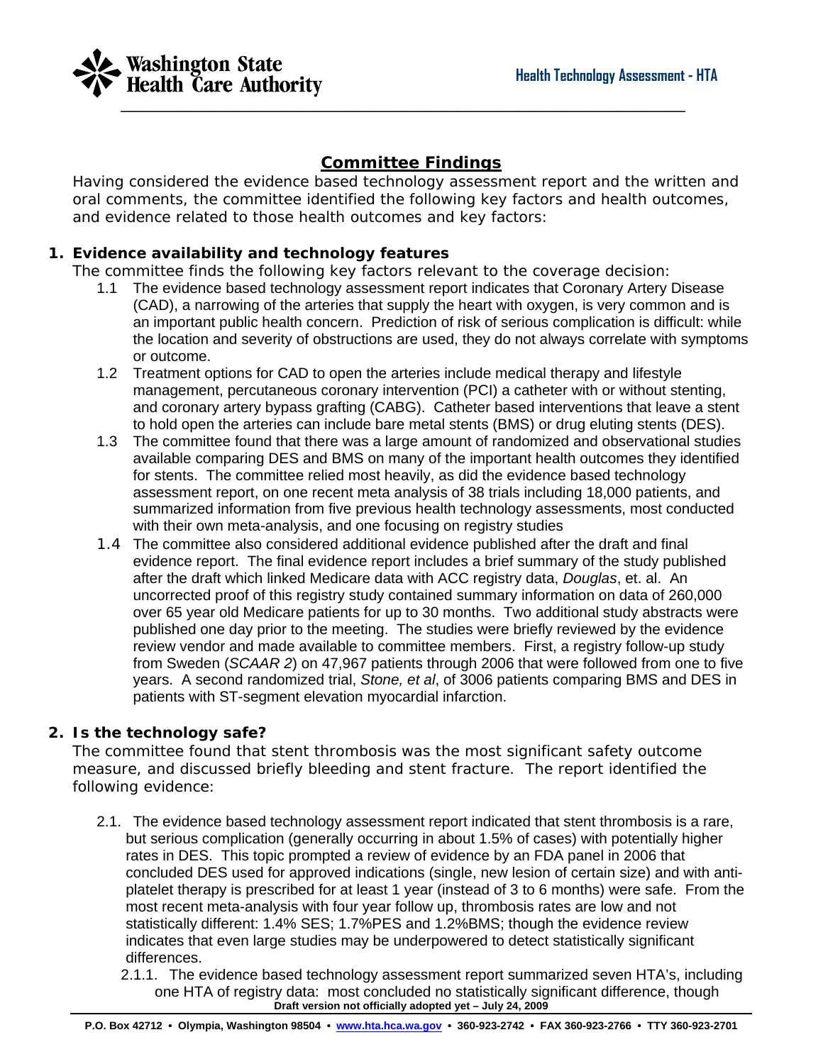## Committee Findings

Having considered the evidence based technology assessment report and the written and oral comments, the committee identified the following key factors and health outcomes, and evidence related to those health outcomes and key factors:

### 1. Evidence availability and technology features

The committee finds the following key factors relevant to the coverage decision:

1.1 The evidence based technology assessment report indicates that Coronary Artery Disease (CAD), a narrowing of the arteries that supply the heart with oxygen, is very common and is an important public health concern. Prediction of risk of serious complication is difficult: while the location and severity of obstructions are used, they do not always correlate with symptoms or outcome.

1.2 Treatment options for CAD to open the arteries include medical therapy and lifestyle management, percutaneous coronary intervention (PCI) a catheter with or without stenting, and coronary artery bypass grafting (CABG). Catheter based interventions that leave a stent to hold open the arteries can include bare metal stents (BMS) or drug eluting stents (DES).

1.3 The committee found that there was a large amount of randomized and observational studies available comparing DES and BMS on many of the important health outcomes they identified for stents. The committee relied most heavily, as did the evidence based technology assessment report, on one recent meta analysis of 38 trials including 18,000 patients, and summarized information from five previous health technology assessments, most conducted with their own meta-analysis, and one focusing on registry studies

1.4 The committee also considered additional evidence published after the draft and final evidence report. The final evidence report includes a brief summary of the study published after the draft which linked Medicare data with ACC registry data, *Douglas*, et. al. An uncorrected proof of this registry study contained summary information on data of 260,000 over 65 year old Medicare patients for up to 30 months. Two additional study abstracts were published one day prior to the meeting. The studies were briefly reviewed by the evidence review vendor and made available to committee members. First, a registry follow-up study from Sweden (*SCAAR 2*) on 47,967 patients through 2006 that were followed from one to five years. A second randomized trial, *Stone, et al*, of 3006 patients comparing BMS and DES in patients with ST-segment elevation myocardial infarction.

### 2. Is the technology safe?

The committee found that stent thrombosis was the most significant safety outcome measure, and discussed briefly bleeding and stent fracture. The report identified the following evidence:

2.1. The evidence based technology assessment report indicated that stent thrombosis is a rare, but serious complication (generally occurring in about 1.5% of cases) with potentially higher rates in DES. This topic prompted a review of evidence by an FDA panel in 2006 that concluded DES used for approved indications (single, new lesion of certain size) and with anti-platelet therapy is prescribed for at least 1 year (instead of 3 to 6 months) were safe. From the most recent meta-analysis with four year follow up, thrombosis rates are low and not statistically different: 1.4% SES; 1.7%PES and 1.2%BMS; though the evidence review indicates that even large studies may be underpowered to detect statistically significant differences.

2.1.1. The evidence based technology assessment report summarized seven HTA's, including one HTA of registry data: most concluded no statistically significant difference, though

**Draft version not officially adopted yet – July 24, 2009**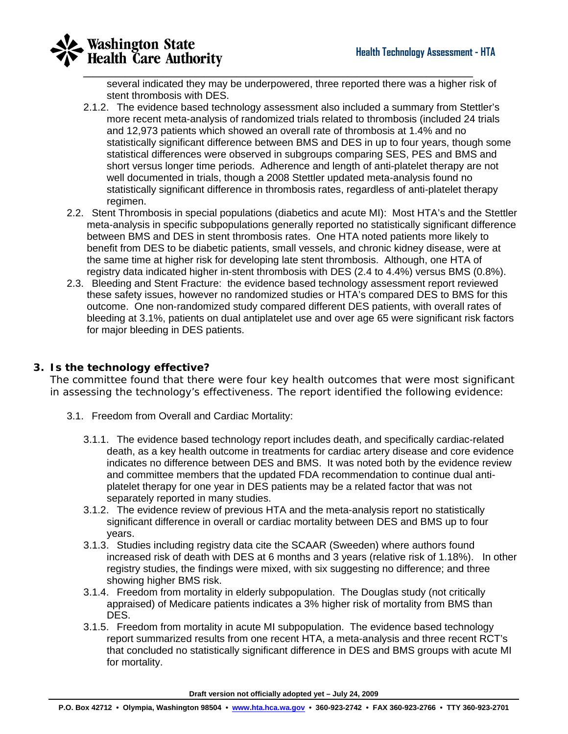several indicated they may be underpowered, three reported there was a higher risk of stent thrombosis with DES.

2.1.2. The evidence based technology assessment also included a summary from Stettler's more recent meta-analysis of randomized trials related to thrombosis (included 24 trials and 12,973 patients which showed an overall rate of thrombosis at 1.4% and no statistically significant difference between BMS and DES in up to four years, though some statistical differences were observed in subgroups comparing SES, PES and BMS and short versus longer time periods. Adherence and length of anti-platelet therapy are not well documented in trials, though a 2008 Stettler updated meta-analysis found no statistically significant difference in thrombosis rates, regardless of anti-platelet therapy regimen.

2.2. Stent Thrombosis in special populations (diabetics and acute MI): Most HTA's and the Stettler meta-analysis in specific subpopulations generally reported no statistically significant difference between BMS and DES in stent thrombosis rates. One HTA noted patients more likely to benefit from DES to be diabetic patients, small vessels, and chronic kidney disease, were at the same time at higher risk for developing late stent thrombosis. Although, one HTA of registry data indicated higher in-stent thrombosis with DES (2.4 to 4.4%) versus BMS (0.8%).

2.3. Bleeding and Stent Fracture: the evidence based technology assessment report reviewed these safety issues, however no randomized studies or HTA's compared DES to BMS for this outcome. One non-randomized study compared different DES patients, with overall rates of bleeding at 3.1%, patients on dual antiplatelet use and over age 65 were significant risk factors for major bleeding in DES patients.

## 3. Is the technology effective?

The committee found that there were four key health outcomes that were most significant in assessing the technology's effectiveness. The report identified the following evidence:

3.1. Freedom from Overall and Cardiac Mortality:

3.1.1. The evidence based technology report includes death, and specifically cardiac-related death, as a key health outcome in treatments for cardiac artery disease and core evidence indicates no difference between DES and BMS. It was noted both by the evidence review and committee members that the updated FDA recommendation to continue dual anti-platelet therapy for one year in DES patients may be a related factor that was not separately reported in many studies.

3.1.2. The evidence review of previous HTA and the meta-analysis report no statistically significant difference in overall or cardiac mortality between DES and BMS up to four years.

3.1.3. Studies including registry data cite the SCAAR (Sweeden) where authors found increased risk of death with DES at 6 months and 3 years (relative risk of 1.18%). In other registry studies, the findings were mixed, with six suggesting no difference; and three showing higher BMS risk.

3.1.4. Freedom from mortality in elderly subpopulation. The Douglas study (not critically appraised) of Medicare patients indicates a 3% higher risk of mortality from BMS than DES.

3.1.5. Freedom from mortality in acute MI subpopulation. The evidence based technology report summarized results from one recent HTA, a meta-analysis and three recent RCT's that concluded no statistically significant difference in DES and BMS groups with acute MI for mortality.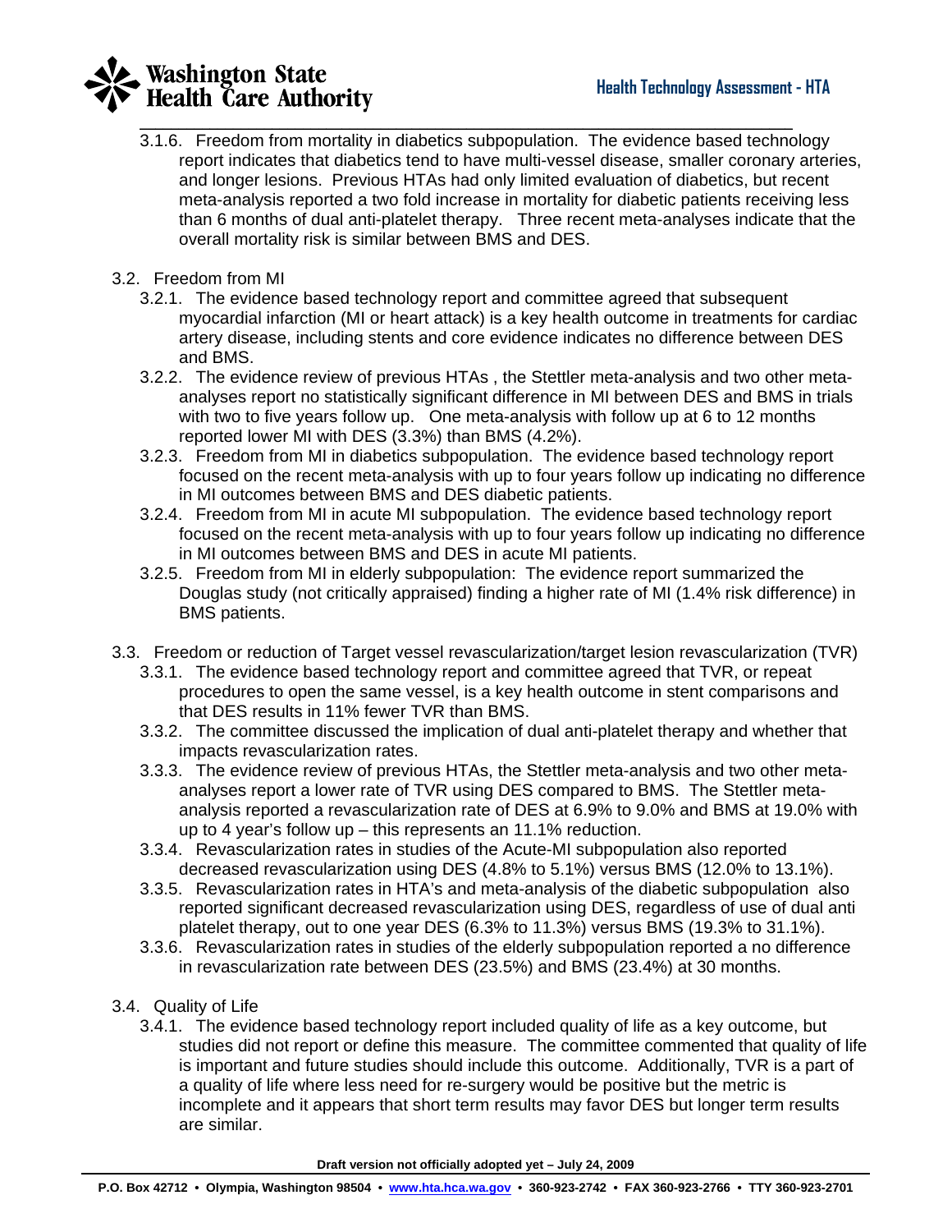3.1.6. Freedom from mortality in diabetics subpopulation. The evidence based technology report indicates that diabetics tend to have multi-vessel disease, smaller coronary arteries, and longer lesions. Previous HTAs had only limited evaluation of diabetics, but recent meta-analysis reported a two fold increase in mortality for diabetic patients receiving less than 6 months of dual anti-platelet therapy. Three recent meta-analyses indicate that the overall mortality risk is similar between BMS and DES.

3.2. Freedom from MI

3.2.1. The evidence based technology report and committee agreed that subsequent myocardial infarction (MI or heart attack) is a key health outcome in treatments for cardiac artery disease, including stents and core evidence indicates no difference between DES and BMS.

3.2.2. The evidence review of previous HTAs , the Stettler meta-analysis and two other meta-analyses report no statistically significant difference in MI between DES and BMS in trials with two to five years follow up. One meta-analysis with follow up at 6 to 12 months reported lower MI with DES (3.3%) than BMS (4.2%).

3.2.3. Freedom from MI in diabetics subpopulation. The evidence based technology report focused on the recent meta-analysis with up to four years follow up indicating no difference in MI outcomes between BMS and DES diabetic patients.

3.2.4. Freedom from MI in acute MI subpopulation. The evidence based technology report focused on the recent meta-analysis with up to four years follow up indicating no difference in MI outcomes between BMS and DES in acute MI patients.

3.2.5. Freedom from MI in elderly subpopulation: The evidence report summarized the Douglas study (not critically appraised) finding a higher rate of MI (1.4% risk difference) in BMS patients.

3.3. Freedom or reduction of Target vessel revascularization/target lesion revascularization (TVR)

3.3.1. The evidence based technology report and committee agreed that TVR, or repeat procedures to open the same vessel, is a key health outcome in stent comparisons and that DES results in 11% fewer TVR than BMS.

3.3.2. The committee discussed the implication of dual anti-platelet therapy and whether that impacts revascularization rates.

3.3.3. The evidence review of previous HTAs, the Stettler meta-analysis and two other meta-analyses report a lower rate of TVR using DES compared to BMS. The Stettler meta-analysis reported a revascularization rate of DES at 6.9% to 9.0% and BMS at 19.0% with up to 4 year's follow up – this represents an 11.1% reduction.

3.3.4. Revascularization rates in studies of the Acute-MI subpopulation also reported decreased revascularization using DES (4.8% to 5.1%) versus BMS (12.0% to 13.1%).

3.3.5. Revascularization rates in HTA's and meta-analysis of the diabetic subpopulation also reported significant decreased revascularization using DES, regardless of use of dual anti platelet therapy, out to one year DES (6.3% to 11.3%) versus BMS (19.3% to 31.1%).

3.3.6. Revascularization rates in studies of the elderly subpopulation reported a no difference in revascularization rate between DES (23.5%) and BMS (23.4%) at 30 months.

3.4. Quality of Life

3.4.1. The evidence based technology report included quality of life as a key outcome, but studies did not report or define this measure. The committee commented that quality of life is important and future studies should include this outcome. Additionally, TVR is a part of a quality of life where less need for re-surgery would be positive but the metric is incomplete and it appears that short term results may favor DES but longer term results are similar.

**Draft version not officially adopted yet – July 24, 2009**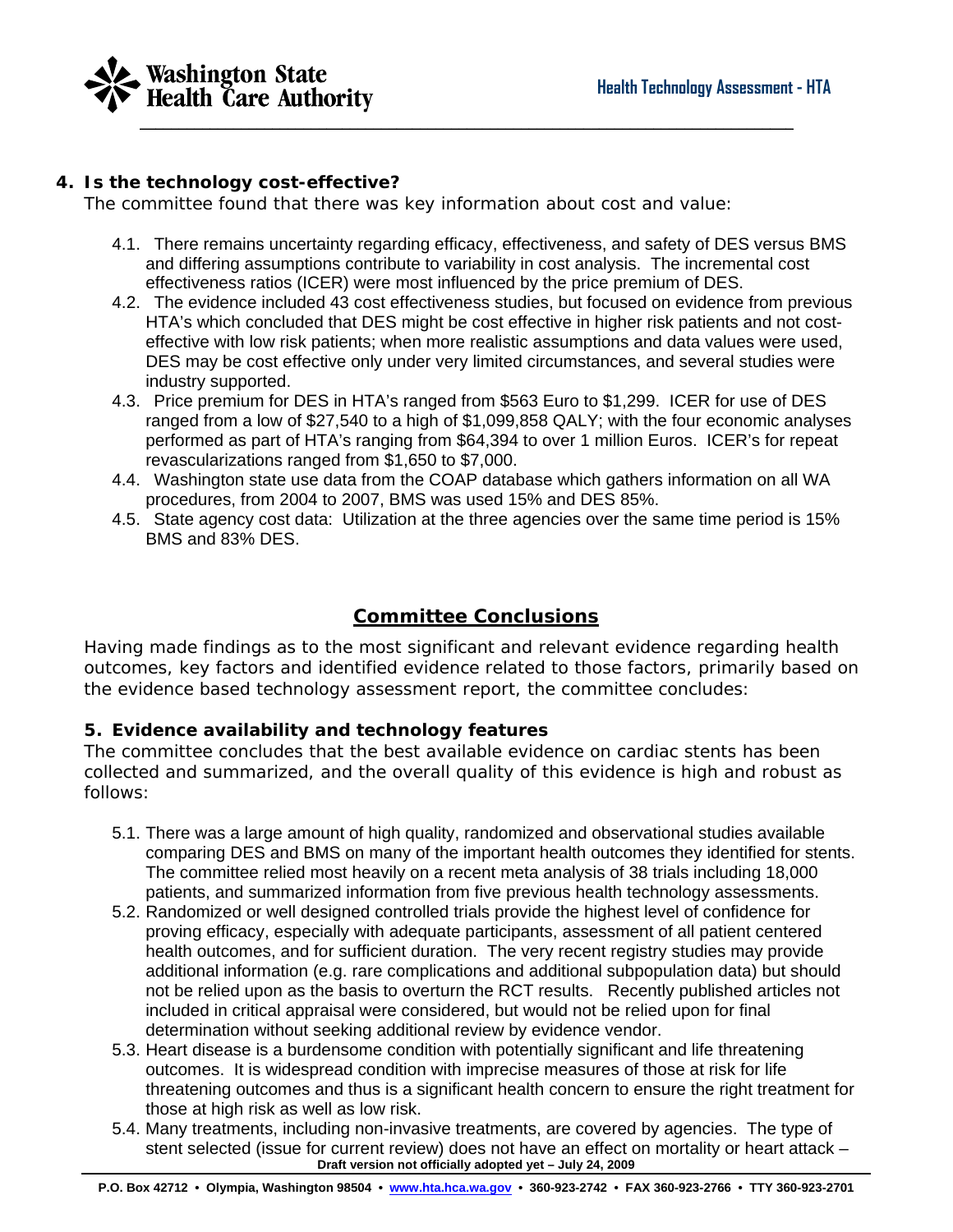**4. Is the technology cost-effective?**

The committee found that there was key information about cost and value:

4.1. There remains uncertainty regarding efficacy, effectiveness, and safety of DES versus BMS and differing assumptions contribute to variability in cost analysis. The incremental cost effectiveness ratios (ICER) were most influenced by the price premium of DES.

4.2. The evidence included 43 cost effectiveness studies, but focused on evidence from previous HTA's which concluded that DES might be cost effective in higher risk patients and not cost-effective with low risk patients; when more realistic assumptions and data values were used, DES may be cost effective only under very limited circumstances, and several studies were industry supported.

4.3. Price premium for DES in HTA's ranged from $563 Euro to $1,299. ICER for use of DES ranged from a low of $27,540 to a high of $1,099,858 QALY; with the four economic analyses performed as part of HTA's ranging from $64,394 to over 1 million Euros. ICER's for repeat revascularizations ranged from $1,650 to $7,000.

4.4. Washington state use data from the COAP database which gathers information on all WA procedures, from 2004 to 2007, BMS was used 15% and DES 85%.

4.5. State agency cost data: Utilization at the three agencies over the same time period is 15% BMS and 83% DES.

## Committee Conclusions

Having made findings as to the most significant and relevant evidence regarding health outcomes, key factors and identified evidence related to those factors, primarily based on the evidence based technology assessment report, the committee concludes:

**5. Evidence availability and technology features**

The committee concludes that the best available evidence on cardiac stents has been collected and summarized, and the overall quality of this evidence is high and robust as follows:

5.1. There was a large amount of high quality, randomized and observational studies available comparing DES and BMS on many of the important health outcomes they identified for stents. The committee relied most heavily on a recent meta analysis of 38 trials including 18,000 patients, and summarized information from five previous health technology assessments.

5.2. Randomized or well designed controlled trials provide the highest level of confidence for proving efficacy, especially with adequate participants, assessment of all patient centered health outcomes, and for sufficient duration. The very recent registry studies may provide additional information (e.g. rare complications and additional subpopulation data) but should not be relied upon as the basis to overturn the RCT results. Recently published articles not included in critical appraisal were considered, but would not be relied upon for final determination without seeking additional review by evidence vendor.

5.3. Heart disease is a burdensome condition with potentially significant and life threatening outcomes. It is widespread condition with imprecise measures of those at risk for life threatening outcomes and thus is a significant health concern to ensure the right treatment for those at high risk as well as low risk.

5.4. Many treatments, including non-invasive treatments, are covered by agencies. The type of stent selected (issue for current review) does not have an effect on mortality or heart attack –

**Draft version not officially adopted yet – July 24, 2009**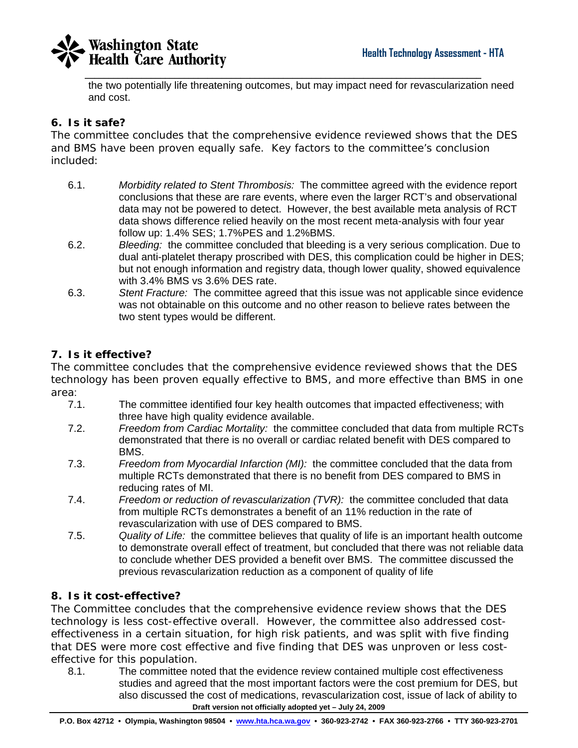the two potentially life threatening outcomes, but may impact need for revascularization need and cost.

### 6. Is it safe?

The committee concludes that the comprehensive evidence reviewed shows that the DES and BMS have been proven equally safe. Key factors to the committee's conclusion included:

- 6.1. *Morbidity related to Stent Thrombosis:* The committee agreed with the evidence report conclusions that these are rare events, where even the larger RCT's and observational data may not be powered to detect. However, the best available meta analysis of RCT data shows difference relied heavily on the most recent meta-analysis with four year follow up: 1.4% SES; 1.7%PES and 1.2%BMS.
- 6.2. *Bleeding:* the committee concluded that bleeding is a very serious complication. Due to dual anti-platelet therapy proscribed with DES, this complication could be higher in DES; but not enough information and registry data, though lower quality, showed equivalence with 3.4% BMS vs 3.6% DES rate.
- 6.3. *Stent Fracture:* The committee agreed that this issue was not applicable since evidence was not obtainable on this outcome and no other reason to believe rates between the two stent types would be different.

### 7. Is it effective?

The committee concludes that the comprehensive evidence reviewed shows that the DES technology has been proven equally effective to BMS, and more effective than BMS in one area:

- 7.1. The committee identified four key health outcomes that impacted effectiveness; with three have high quality evidence available.
- 7.2. *Freedom from Cardiac Mortality:* the committee concluded that data from multiple RCTs demonstrated that there is no overall or cardiac related benefit with DES compared to BMS.
- 7.3. *Freedom from Myocardial Infarction (MI):* the committee concluded that the data from multiple RCTs demonstrated that there is no benefit from DES compared to BMS in reducing rates of MI.
- 7.4. *Freedom or reduction of revascularization (TVR):* the committee concluded that data from multiple RCTs demonstrates a benefit of an 11% reduction in the rate of revascularization with use of DES compared to BMS.
- 7.5. *Quality of Life:* the committee believes that quality of life is an important health outcome to demonstrate overall effect of treatment, but concluded that there was not reliable data to conclude whether DES provided a benefit over BMS. The committee discussed the previous revascularization reduction as a component of quality of life

### 8. Is it cost-effective?

The Committee concludes that the comprehensive evidence review shows that the DES technology is less cost-effective overall. However, the committee also addressed cost-effectiveness in a certain situation, for high risk patients, and was split with five finding that DES were more cost effective and five finding that DES was unproven or less cost-effective for this population.

- 8.1. The committee noted that the evidence review contained multiple cost effectiveness studies and agreed that the most important factors were the cost premium for DES, but also discussed the cost of medications, revascularization cost, issue of lack of ability to

**Draft version not officially adopted yet – July 24, 2009**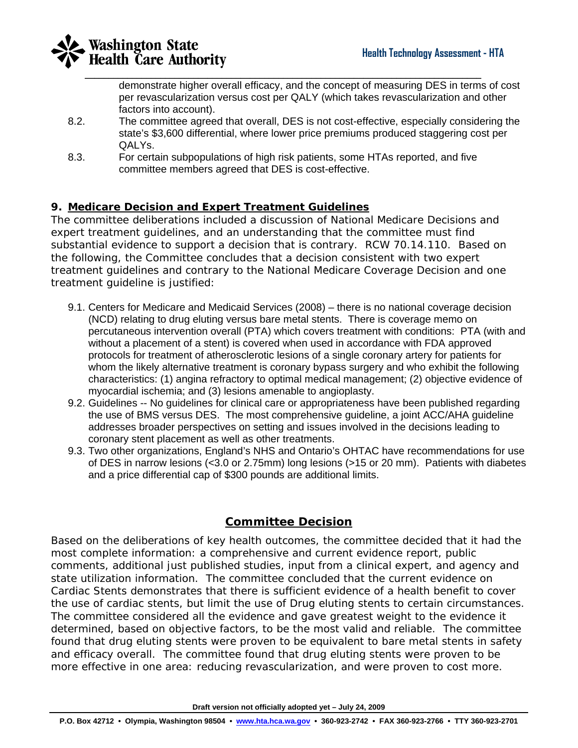demonstrate higher overall efficacy, and the concept of measuring DES in terms of cost per revascularization versus cost per QALY (which takes revascularization and other factors into account).

8.2. The committee agreed that overall, DES is not cost-effective, especially considering the state's $3,600 differential, where lower price premiums produced staggering cost per QALYs.

8.3. For certain subpopulations of high risk patients, some HTAs reported, and five committee members agreed that DES is cost-effective.

## 9. Medicare Decision and Expert Treatment Guidelines

The committee deliberations included a discussion of National Medicare Decisions and expert treatment guidelines, and an understanding that the committee must find substantial evidence to support a decision that is contrary. RCW 70.14.110. Based on the following, the Committee concludes that a decision consistent with two expert treatment guidelines and contrary to the National Medicare Coverage Decision and one treatment guideline is justified:

9.1. Centers for Medicare and Medicaid Services (2008) – there is no national coverage decision (NCD) relating to drug eluting versus bare metal stents. There is coverage memo on percutaneous intervention overall (PTA) which covers treatment with conditions: PTA (with and without a placement of a stent) is covered when used in accordance with FDA approved protocols for treatment of atherosclerotic lesions of a single coronary artery for patients for whom the likely alternative treatment is coronary bypass surgery and who exhibit the following characteristics: (1) angina refractory to optimal medical management; (2) objective evidence of myocardial ischemia; and (3) lesions amenable to angioplasty.

9.2. Guidelines -- No guidelines for clinical care or appropriateness have been published regarding the use of BMS versus DES. The most comprehensive guideline, a joint ACC/AHA guideline addresses broader perspectives on setting and issues involved in the decisions leading to coronary stent placement as well as other treatments.

9.3. Two other organizations, England's NHS and Ontario's OHTAC have recommendations for use of DES in narrow lesions (<3.0 or 2.75mm) long lesions (>15 or 20 mm). Patients with diabetes and a price differential cap of $300 pounds are additional limits.

## Committee Decision

Based on the deliberations of key health outcomes, the committee decided that it had the most complete information: a comprehensive and current evidence report, public comments, additional just published studies, input from a clinical expert, and agency and state utilization information. The committee concluded that the current evidence on Cardiac Stents demonstrates that there is sufficient evidence of a health benefit to cover the use of cardiac stents, but limit the use of Drug eluting stents to certain circumstances. The committee considered all the evidence and gave greatest weight to the evidence it determined, based on objective factors, to be the most valid and reliable. The committee found that drug eluting stents were proven to be equivalent to bare metal stents in safety and efficacy overall. The committee found that drug eluting stents were proven to be more effective in one area: reducing revascularization, and were proven to cost more.

**Draft version not officially adopted yet – July 24, 2009**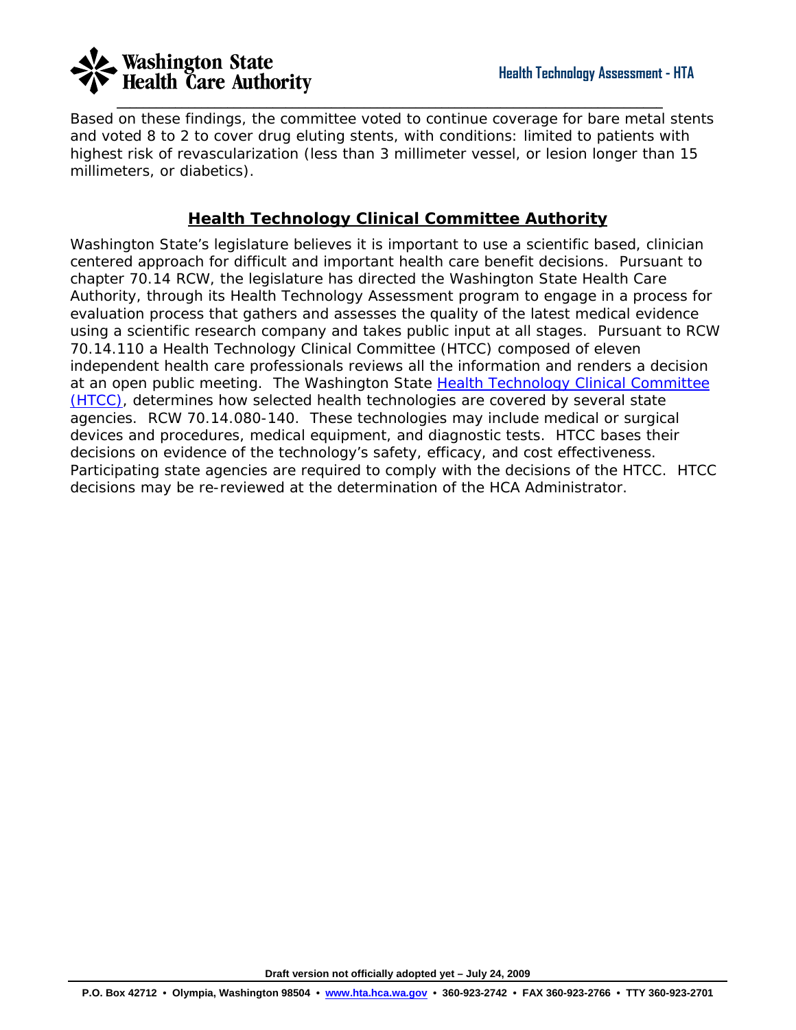Based on these findings, the committee voted to continue coverage for bare metal stents and voted 8 to 2 to cover drug eluting stents, with conditions: limited to patients with highest risk of revascularization (less than 3 millimeter vessel, or lesion longer than 15 millimeters, or diabetics).

## Health Technology Clinical Committee Authority

Washington State's legislature believes it is important to use a scientific based, clinician centered approach for difficult and important health care benefit decisions. Pursuant to chapter 70.14 RCW, the legislature has directed the Washington State Health Care Authority, through its Health Technology Assessment program to engage in a process for evaluation process that gathers and assesses the quality of the latest medical evidence using a scientific research company and takes public input at all stages. Pursuant to RCW 70.14.110 a Health Technology Clinical Committee (HTCC) composed of eleven independent health care professionals reviews all the information and renders a decision at an open public meeting. The Washington State Health Technology Clinical Committee (HTCC), determines how selected health technologies are covered by several state agencies. RCW 70.14.080-140. These technologies may include medical or surgical devices and procedures, medical equipment, and diagnostic tests. HTCC bases their decisions on evidence of the technology's safety, efficacy, and cost effectiveness. Participating state agencies are required to comply with the decisions of the HTCC. HTCC decisions may be re-reviewed at the determination of the HCA Administrator.

**Draft version not officially adopted yet – July 24, 2009**